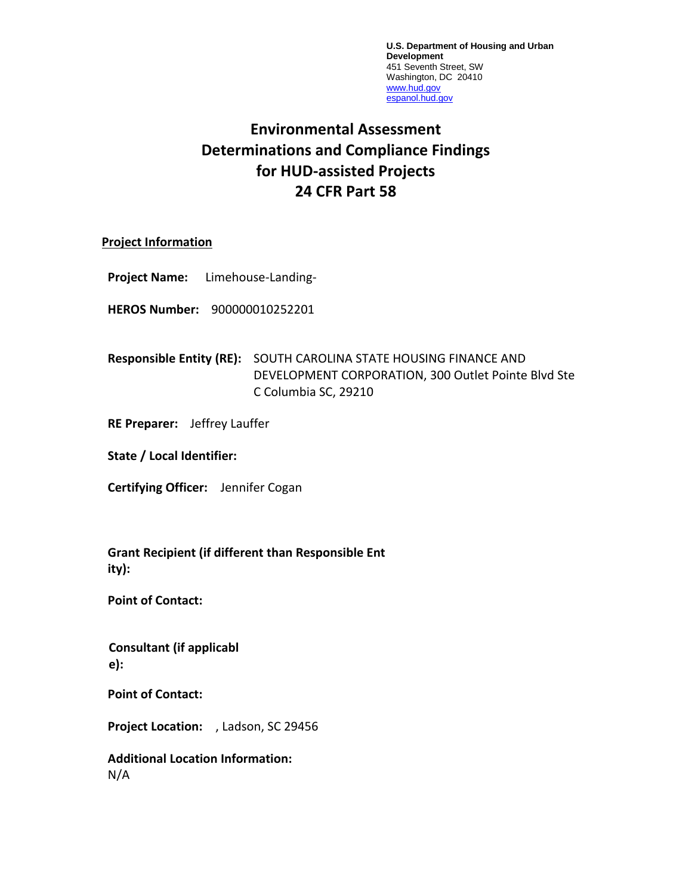**U.S. Department of Housing and Urban Development**
451 Seventh Street, SW
Washington, DC 20410
www.hud.gov
espanol.hud.gov

# Environmental Assessment Determinations and Compliance Findings for HUD-assisted Projects 24 CFR Part 58

**Project Information**

**Project Name:** Limehouse-Landing-

**HEROS Number:** 900000010252201

**Responsible Entity (RE):** SOUTH CAROLINA STATE HOUSING FINANCE AND DEVELOPMENT CORPORATION, 300 Outlet Pointe Blvd Ste C Columbia SC, 29210

**RE Preparer:** Jeffrey Lauffer

**State / Local Identifier:**

**Certifying Officer:** Jennifer Cogan

**Grant Recipient (if different than Responsible Entity):**

**Point of Contact:**

**Consultant (if applicable):**

**Point of Contact:**

**Project Location:** , Ladson, SC 29456

**Additional Location Information:**
N/A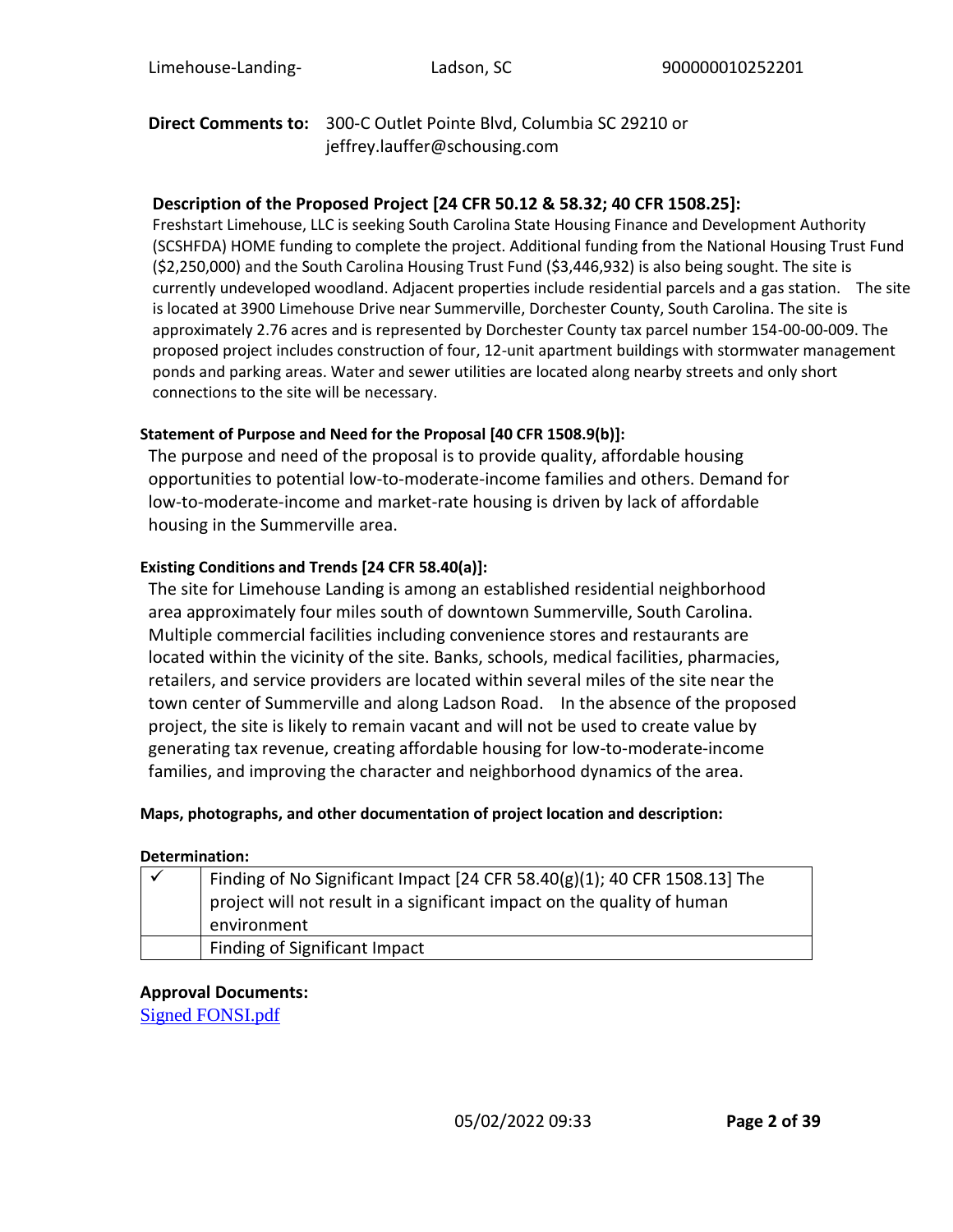**Direct Comments to:** 300-C Outlet Pointe Blvd, Columbia SC 29210 or jeffrey.lauffer@schousing.com

**Description of the Proposed Project [24 CFR 50.12 & 58.32; 40 CFR 1508.25]:**

Freshstart Limehouse, LLC is seeking South Carolina State Housing Finance and Development Authority (SCSHFDA) HOME funding to complete the project. Additional funding from the National Housing Trust Fund ($2,250,000) and the South Carolina Housing Trust Fund ($3,446,932) is also being sought. The site is currently undeveloped woodland. Adjacent properties include residential parcels and a gas station. The site is located at 3900 Limehouse Drive near Summerville, Dorchester County, South Carolina. The site is approximately 2.76 acres and is represented by Dorchester County tax parcel number 154-00-00-009. The proposed project includes construction of four, 12-unit apartment buildings with stormwater management ponds and parking areas. Water and sewer utilities are located along nearby streets and only short connections to the site will be necessary.

**Statement of Purpose and Need for the Proposal [40 CFR 1508.9(b)]:**

The purpose and need of the proposal is to provide quality, affordable housing opportunities to potential low-to-moderate-income families and others. Demand for low-to-moderate-income and market-rate housing is driven by lack of affordable housing in the Summerville area.

**Existing Conditions and Trends [24 CFR 58.40(a)]:**

The site for Limehouse Landing is among an established residential neighborhood area approximately four miles south of downtown Summerville, South Carolina. Multiple commercial facilities including convenience stores and restaurants are located within the vicinity of the site. Banks, schools, medical facilities, pharmacies, retailers, and service providers are located within several miles of the site near the town center of Summerville and along Ladson Road. In the absence of the proposed project, the site is likely to remain vacant and will not be used to create value by generating tax revenue, creating affordable housing for low-to-moderate-income families, and improving the character and neighborhood dynamics of the area.

**Maps, photographs, and other documentation of project location and description:**

**Determination:**

| | |
|---|---|
| ✓ | Finding of No Significant Impact [24 CFR 58.40(g)(1); 40 CFR 1508.13] The project will not result in a significant impact on the quality of human environment |
| | Finding of Significant Impact |

**Approval Documents:**

Signed FONSI.pdf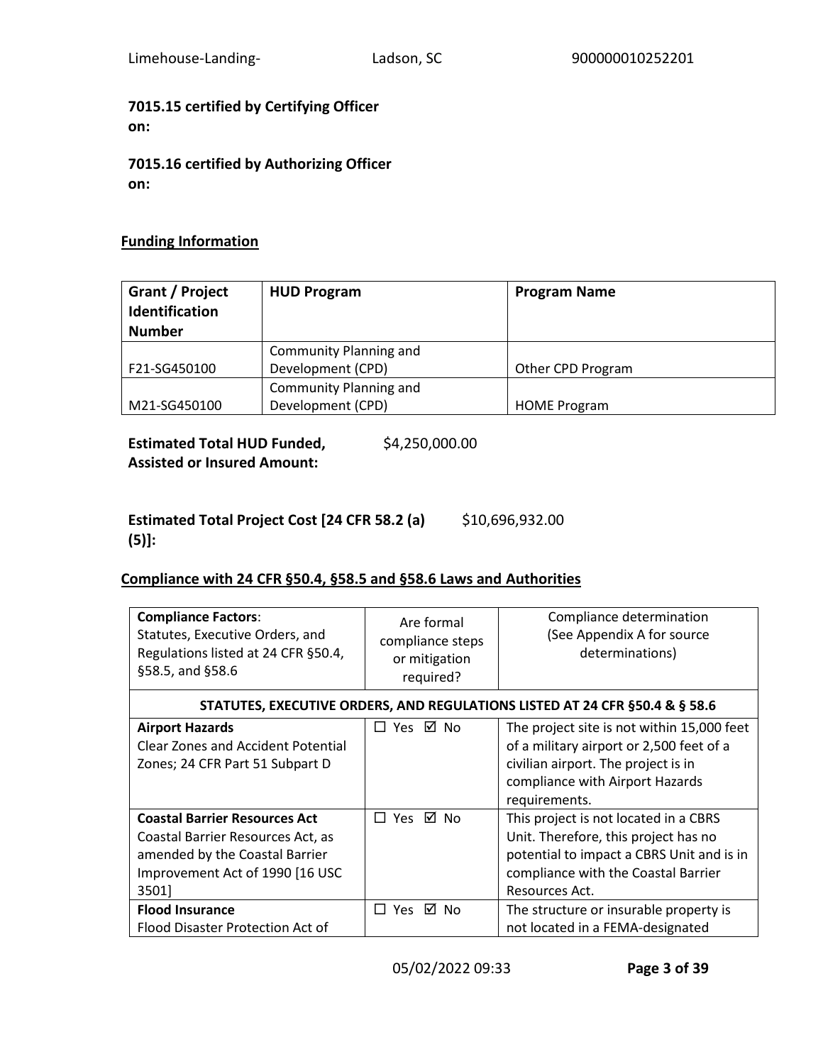**7015.15 certified by Certifying Officer on:**

**7015.16 certified by Authorizing Officer on:**

## Funding Information

| Grant / Project Identification Number | HUD Program | Program Name |
|---|---|---|
| F21-SG450100 | Community Planning and Development (CPD) | Other CPD Program |
| M21-SG450100 | Community Planning and Development (CPD) | HOME Program |

**Estimated Total HUD Funded, Assisted or Insured Amount:** $4,250,000.00

**Estimated Total Project Cost [24 CFR 58.2 (a) (5)]:** $10,696,932.00

## Compliance with 24 CFR §50.4, §58.5 and §58.6 Laws and Authorities

| **Compliance Factors**: Statutes, Executive Orders, and Regulations listed at 24 CFR §50.4, §58.5, and §58.6 | Are formal compliance steps or mitigation required? | Compliance determination (See Appendix A for source determinations) |
|---|---|---|
| **STATUTES, EXECUTIVE ORDERS, AND REGULATIONS LISTED AT 24 CFR §50.4 & § 58.6** | | |
| **Airport Hazards** Clear Zones and Accident Potential Zones; 24 CFR Part 51 Subpart D | ☐ Yes ☑ No | The project site is not within 15,000 feet of a military airport or 2,500 feet of a civilian airport. The project is in compliance with Airport Hazards requirements. |
| **Coastal Barrier Resources Act** Coastal Barrier Resources Act, as amended by the Coastal Barrier Improvement Act of 1990 [16 USC 3501] | ☐ Yes ☑ No | This project is not located in a CBRS Unit. Therefore, this project has no potential to impact a CBRS Unit and is in compliance with the Coastal Barrier Resources Act. |
| **Flood Insurance** Flood Disaster Protection Act of | ☐ Yes ☑ No | The structure or insurable property is not located in a FEMA-designated |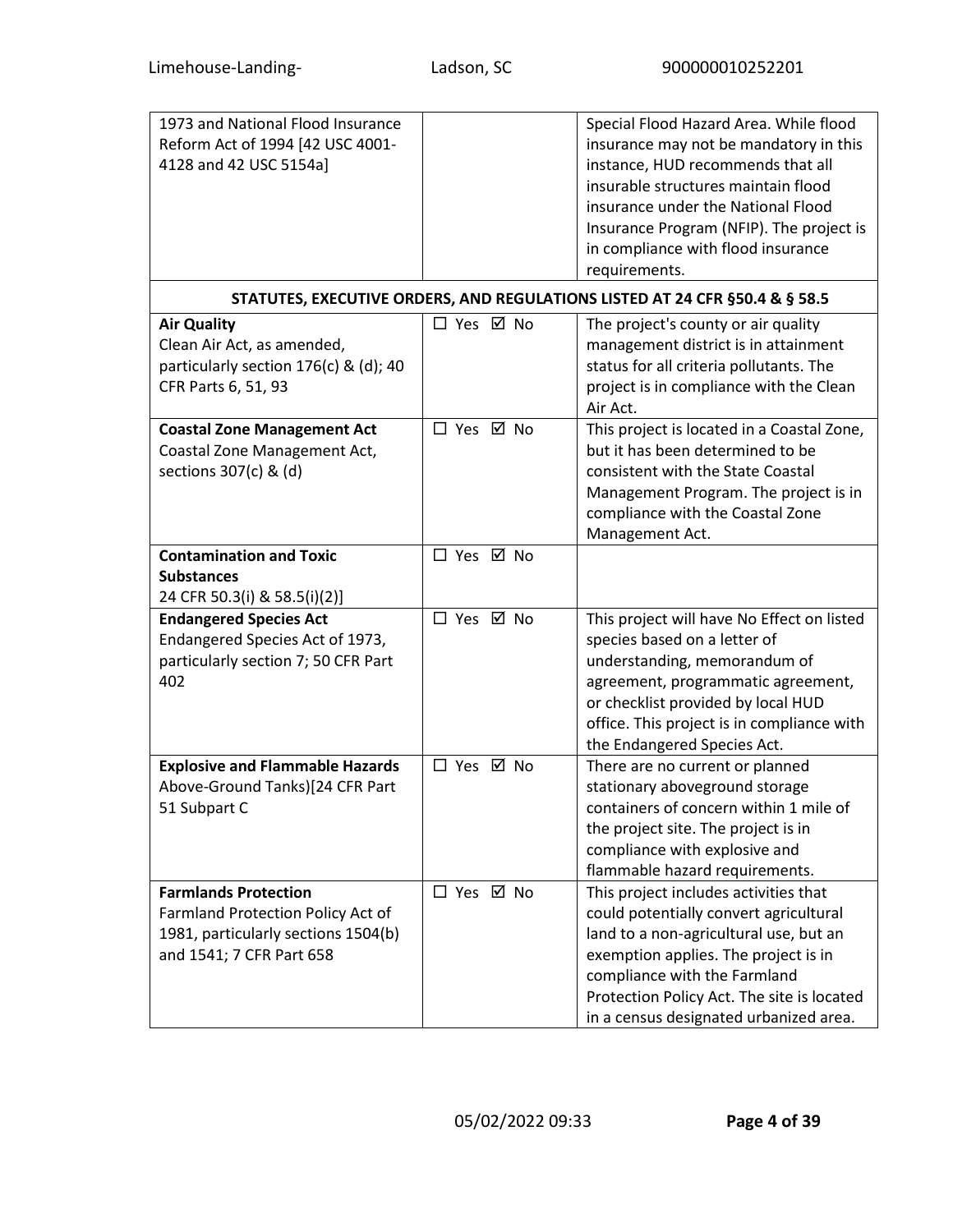| | | |
|---|---|---|
| 1973 and National Flood Insurance Reform Act of 1994 [42 USC 4001-4128 and 42 USC 5154a] | | Special Flood Hazard Area. While flood insurance may not be mandatory in this instance, HUD recommends that all insurable structures maintain flood insurance under the National Flood Insurance Program (NFIP). The project is in compliance with flood insurance requirements. |
| **STATUTES, EXECUTIVE ORDERS, AND REGULATIONS LISTED AT 24 CFR §50.4 & § 58.5** | | |
| **Air Quality** Clean Air Act, as amended, particularly section 176(c) & (d); 40 CFR Parts 6, 51, 93 | ☐ Yes ☑ No | The project's county or air quality management district is in attainment status for all criteria pollutants. The project is in compliance with the Clean Air Act. |
| **Coastal Zone Management Act** Coastal Zone Management Act, sections 307(c) & (d) | ☐ Yes ☑ No | This project is located in a Coastal Zone, but it has been determined to be consistent with the State Coastal Management Program. The project is in compliance with the Coastal Zone Management Act. |
| **Contamination and Toxic Substances** 24 CFR 50.3(i) & 58.5(i)(2)] | ☐ Yes ☑ No | |
| **Endangered Species Act** Endangered Species Act of 1973, particularly section 7; 50 CFR Part 402 | ☐ Yes ☑ No | This project will have No Effect on listed species based on a letter of understanding, memorandum of agreement, programmatic agreement, or checklist provided by local HUD office. This project is in compliance with the Endangered Species Act. |
| **Explosive and Flammable Hazards** Above-Ground Tanks)[24 CFR Part 51 Subpart C | ☐ Yes ☑ No | There are no current or planned stationary aboveground storage containers of concern within 1 mile of the project site. The project is in compliance with explosive and flammable hazard requirements. |
| **Farmlands Protection** Farmland Protection Policy Act of 1981, particularly sections 1504(b) and 1541; 7 CFR Part 658 | ☐ Yes ☑ No | This project includes activities that could potentially convert agricultural land to a non-agricultural use, but an exemption applies. The project is in compliance with the Farmland Protection Policy Act. The site is located in a census designated urbanized area. |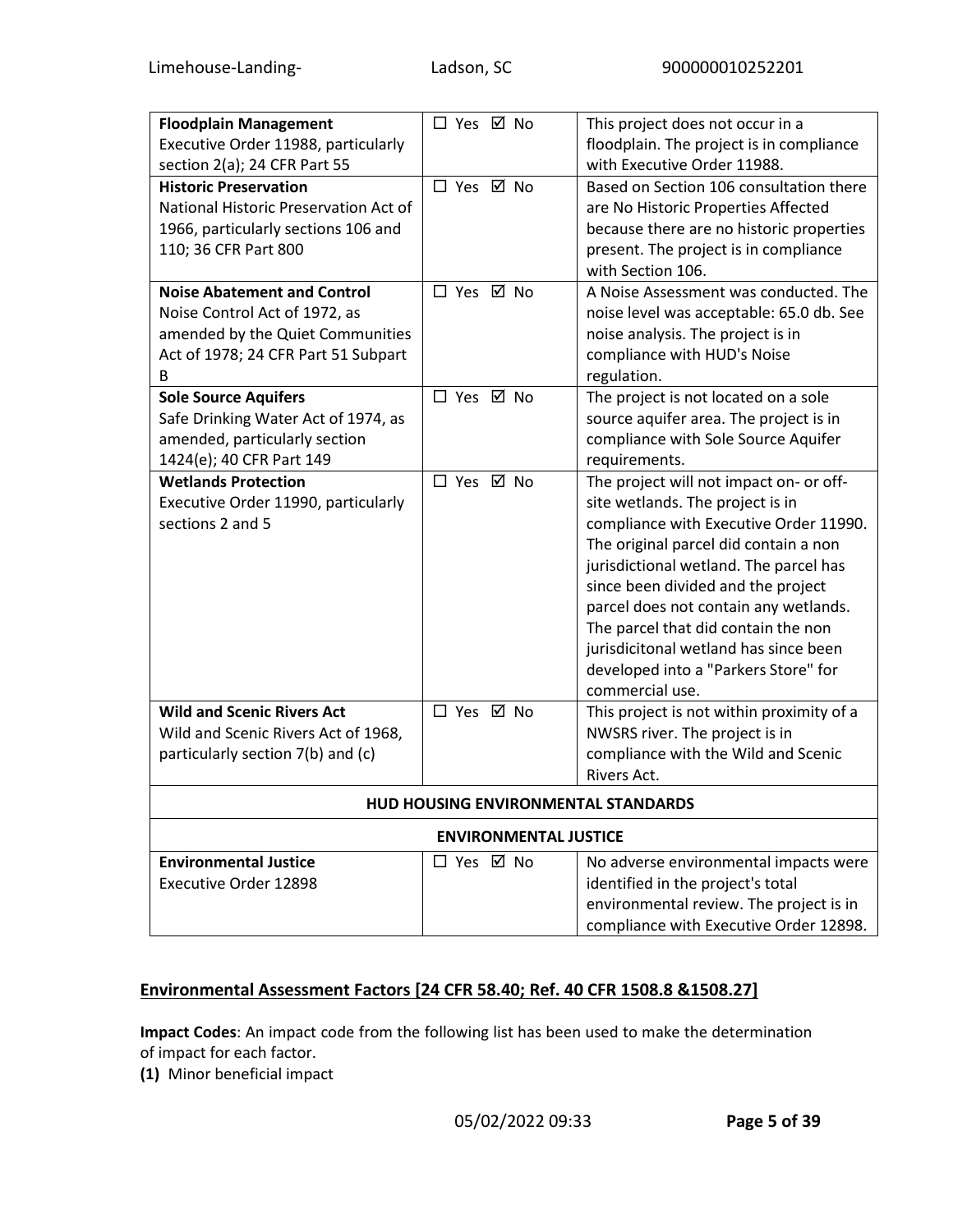| | | |
|---|---|---|
| **Floodplain Management** Executive Order 11988, particularly section 2(a); 24 CFR Part 55 | ☐ Yes ☑ No | This project does not occur in a floodplain. The project is in compliance with Executive Order 11988. |
| **Historic Preservation** National Historic Preservation Act of 1966, particularly sections 106 and 110; 36 CFR Part 800 | ☐ Yes ☑ No | Based on Section 106 consultation there are No Historic Properties Affected because there are no historic properties present. The project is in compliance with Section 106. |
| **Noise Abatement and Control** Noise Control Act of 1972, as amended by the Quiet Communities Act of 1978; 24 CFR Part 51 Subpart B | ☐ Yes ☑ No | A Noise Assessment was conducted. The noise level was acceptable: 65.0 db. See noise analysis. The project is in compliance with HUD's Noise regulation. |
| **Sole Source Aquifers** Safe Drinking Water Act of 1974, as amended, particularly section 1424(e); 40 CFR Part 149 | ☐ Yes ☑ No | The project is not located on a sole source aquifer area. The project is in compliance with Sole Source Aquifer requirements. |
| **Wetlands Protection** Executive Order 11990, particularly sections 2 and 5 | ☐ Yes ☑ No | The project will not impact on- or off-site wetlands. The project is in compliance with Executive Order 11990. The original parcel did contain a non jurisdictional wetland. The parcel has since been divided and the project parcel does not contain any wetlands. The parcel that did contain the non jurisdicitonal wetland has since been developed into a "Parkers Store" for commercial use. |
| **Wild and Scenic Rivers Act** Wild and Scenic Rivers Act of 1968, particularly section 7(b) and (c) | ☐ Yes ☑ No | This project is not within proximity of a NWSRS river. The project is in compliance with the Wild and Scenic Rivers Act. |
| **HUD HOUSING ENVIRONMENTAL STANDARDS** | | |
| **ENVIRONMENTAL JUSTICE** | | |
| **Environmental Justice** Executive Order 12898 | ☐ Yes ☑ No | No adverse environmental impacts were identified in the project's total environmental review. The project is in compliance with Executive Order 12898. |

## Environmental Assessment Factors [24 CFR 58.40; Ref. 40 CFR 1508.8 &1508.27]

**Impact Codes**: An impact code from the following list has been used to make the determination of impact for each factor.

**(1)** Minor beneficial impact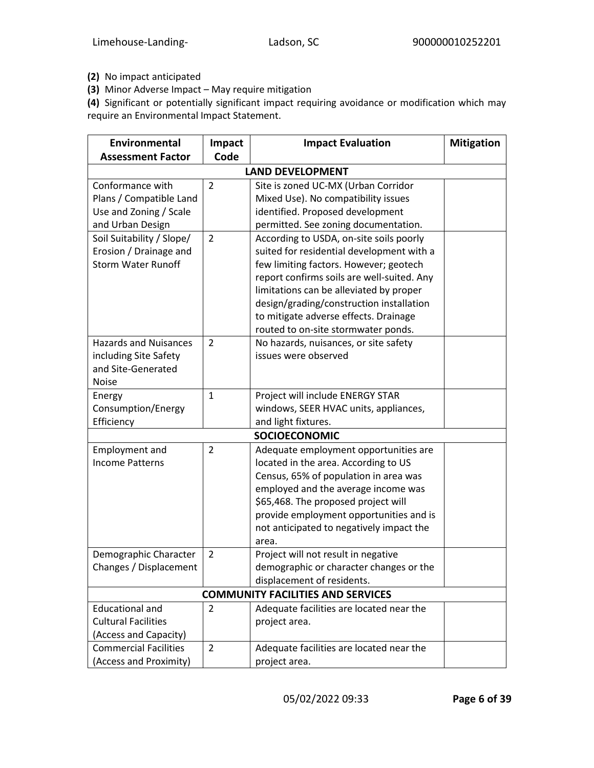**(2)** No impact anticipated

**(3)** Minor Adverse Impact – May require mitigation

**(4)** Significant or potentially significant impact requiring avoidance or modification which may require an Environmental Impact Statement.

| Environmental Assessment Factor | Impact Code | Impact Evaluation | Mitigation |
|---|---|---|---|
| **LAND DEVELOPMENT** | | | |
| Conformance with Plans / Compatible Land Use and Zoning / Scale and Urban Design | 2 | Site is zoned UC-MX (Urban Corridor Mixed Use). No compatibility issues identified. Proposed development permitted. See zoning documentation. | |
| Soil Suitability / Slope/ Erosion / Drainage and Storm Water Runoff | 2 | According to USDA, on-site soils poorly suited for residential development with a few limiting factors. However; geotech report confirms soils are well-suited. Any limitations can be alleviated by proper design/grading/construction installation to mitigate adverse effects. Drainage routed to on-site stormwater ponds. | |
| Hazards and Nuisances including Site Safety and Site-Generated Noise | 2 | No hazards, nuisances, or site safety issues were observed | |
| Energy Consumption/Energy Efficiency | 1 | Project will include ENERGY STAR windows, SEER HVAC units, appliances, and light fixtures. | |
| **SOCIOECONOMIC** | | | |
| Employment and Income Patterns | 2 | Adequate employment opportunities are located in the area. According to US Census, 65% of population in area was employed and the average income was $65,468. The proposed project will provide employment opportunities and is not anticipated to negatively impact the area. | |
| Demographic Character Changes / Displacement | 2 | Project will not result in negative demographic or character changes or the displacement of residents. | |
| **COMMUNITY FACILITIES AND SERVICES** | | | |
| Educational and Cultural Facilities (Access and Capacity) | 2 | Adequate facilities are located near the project area. | |
| Commercial Facilities (Access and Proximity) | 2 | Adequate facilities are located near the project area. | |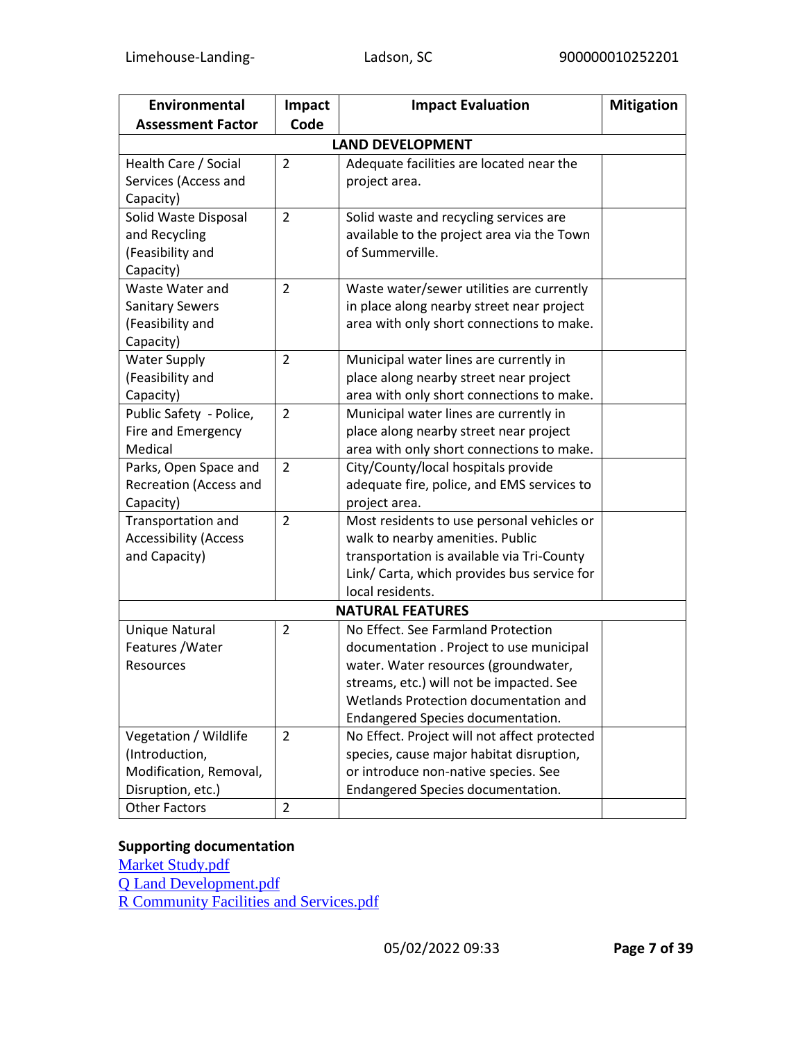| Environmental Assessment Factor | Impact Code | Impact Evaluation | Mitigation |
|---|---|---|---|
| **LAND DEVELOPMENT** | | | |
| Health Care / Social Services (Access and Capacity) | 2 | Adequate facilities are located near the project area. | |
| Solid Waste Disposal and Recycling (Feasibility and Capacity) | 2 | Solid waste and recycling services are available to the project area via the Town of Summerville. | |
| Waste Water and Sanitary Sewers (Feasibility and Capacity) | 2 | Waste water/sewer utilities are currently in place along nearby street near project area with only short connections to make. | |
| Water Supply (Feasibility and Capacity) | 2 | Municipal water lines are currently in place along nearby street near project area with only short connections to make. | |
| Public Safety - Police, Fire and Emergency Medical | 2 | Municipal water lines are currently in place along nearby street near project area with only short connections to make. | |
| Parks, Open Space and Recreation (Access and Capacity) | 2 | City/County/local hospitals provide adequate fire, police, and EMS services to project area. | |
| Transportation and Accessibility (Access and Capacity) | 2 | Most residents to use personal vehicles or walk to nearby amenities. Public transportation is available via Tri-County Link/ Carta, which provides bus service for local residents. | |
| **NATURAL FEATURES** | | | |
| Unique Natural Features /Water Resources | 2 | No Effect. See Farmland Protection documentation . Project to use municipal water. Water resources (groundwater, streams, etc.) will not be impacted. See Wetlands Protection documentation and Endangered Species documentation. | |
| Vegetation / Wildlife (Introduction, Modification, Removal, Disruption, etc.) | 2 | No Effect. Project will not affect protected species, cause major habitat disruption, or introduce non-native species. See Endangered Species documentation. | |
| Other Factors | 2 | | |

**Supporting documentation**

Market Study.pdf
Q Land Development.pdf
R Community Facilities and Services.pdf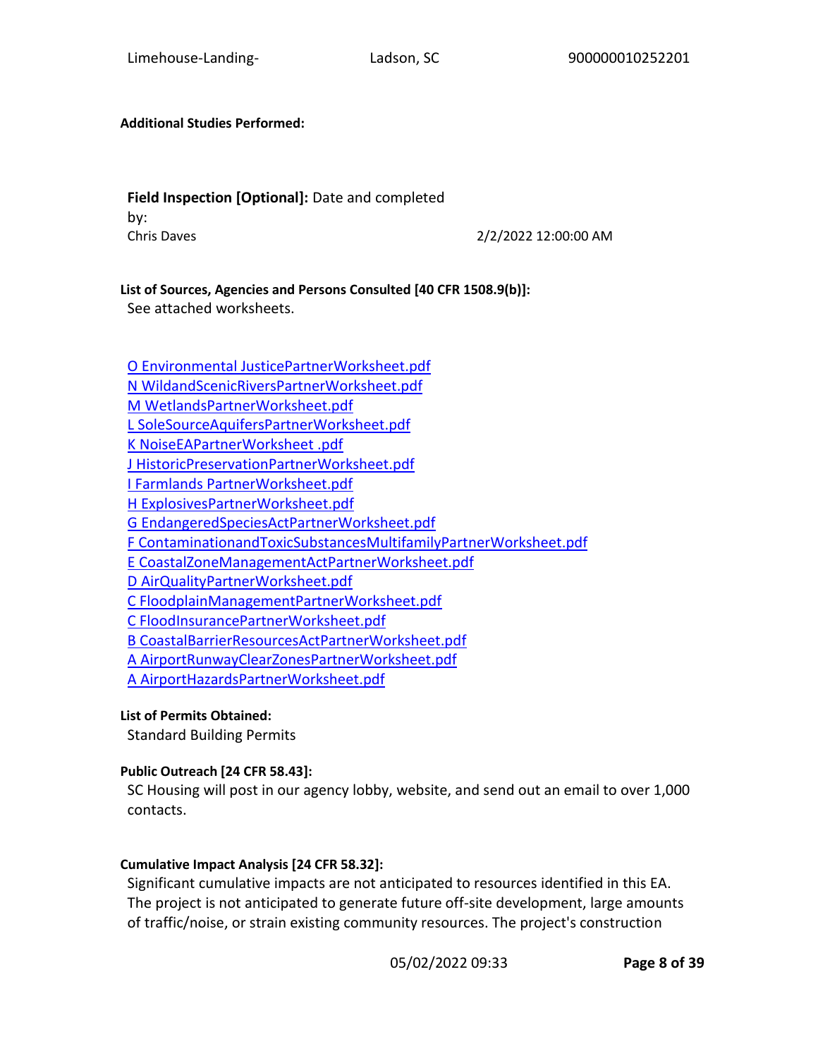**Additional Studies Performed:**

**Field Inspection [Optional]:** Date and completed by:

Chris Daves 2/2/2022 12:00:00 AM

**List of Sources, Agencies and Persons Consulted [40 CFR 1508.9(b)]:**

See attached worksheets.

O Environmental JusticePartnerWorksheet.pdf
N WildandScenicRiversPartnerWorksheet.pdf
M WetlandsPartnerWorksheet.pdf
L SoleSourceAquifersPartnerWorksheet.pdf
K NoiseEAPartnerWorksheet .pdf
J HistoricPreservationPartnerWorksheet.pdf
I Farmlands PartnerWorksheet.pdf
H ExplosivesPartnerWorksheet.pdf
G EndangeredSpeciesActPartnerWorksheet.pdf
F ContaminationandToxicSubstancesMultifamilyPartnerWorksheet.pdf
E CoastalZoneManagementActPartnerWorksheet.pdf
D AirQualityPartnerWorksheet.pdf
C FloodplainManagementPartnerWorksheet.pdf
C FloodInsurancePartnerWorksheet.pdf
B CoastalBarrierResourcesActPartnerWorksheet.pdf
A AirportRunwayClearZonesPartnerWorksheet.pdf
A AirportHazardsPartnerWorksheet.pdf

**List of Permits Obtained:**

Standard Building Permits

**Public Outreach [24 CFR 58.43]:**

SC Housing will post in our agency lobby, website, and send out an email to over 1,000 contacts.

**Cumulative Impact Analysis [24 CFR 58.32]:**

Significant cumulative impacts are not anticipated to resources identified in this EA. The project is not anticipated to generate future off-site development, large amounts of traffic/noise, or strain existing community resources. The project's construction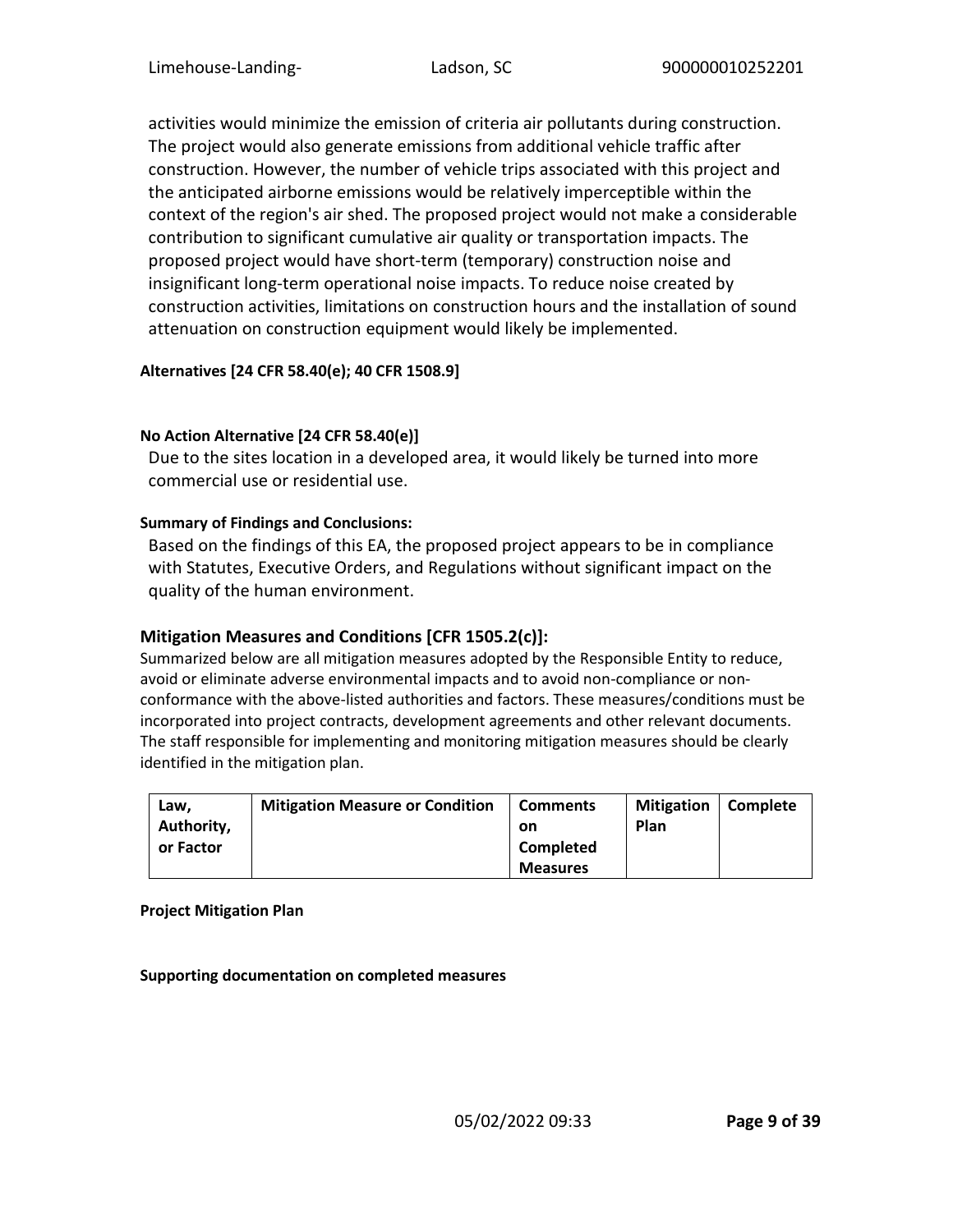activities would minimize the emission of criteria air pollutants during construction. The project would also generate emissions from additional vehicle traffic after construction. However, the number of vehicle trips associated with this project and the anticipated airborne emissions would be relatively imperceptible within the context of the region's air shed. The proposed project would not make a considerable contribution to significant cumulative air quality or transportation impacts. The proposed project would have short-term (temporary) construction noise and insignificant long-term operational noise impacts. To reduce noise created by construction activities, limitations on construction hours and the installation of sound attenuation on construction equipment would likely be implemented.

**Alternatives [24 CFR 58.40(e); 40 CFR 1508.9]**

**No Action Alternative [24 CFR 58.40(e)]**

Due to the sites location in a developed area, it would likely be turned into more commercial use or residential use.

**Summary of Findings and Conclusions:**

Based on the findings of this EA, the proposed project appears to be in compliance with Statutes, Executive Orders, and Regulations without significant impact on the quality of the human environment.

## Mitigation Measures and Conditions [CFR 1505.2(c)]:

Summarized below are all mitigation measures adopted by the Responsible Entity to reduce, avoid or eliminate adverse environmental impacts and to avoid non-compliance or non-conformance with the above-listed authorities and factors. These measures/conditions must be incorporated into project contracts, development agreements and other relevant documents. The staff responsible for implementing and monitoring mitigation measures should be clearly identified in the mitigation plan.

| Law, Authority, or Factor | Mitigation Measure or Condition | Comments on Completed Measures | Mitigation Plan | Complete |
|---|---|---|---|---|

**Project Mitigation Plan**

**Supporting documentation on completed measures**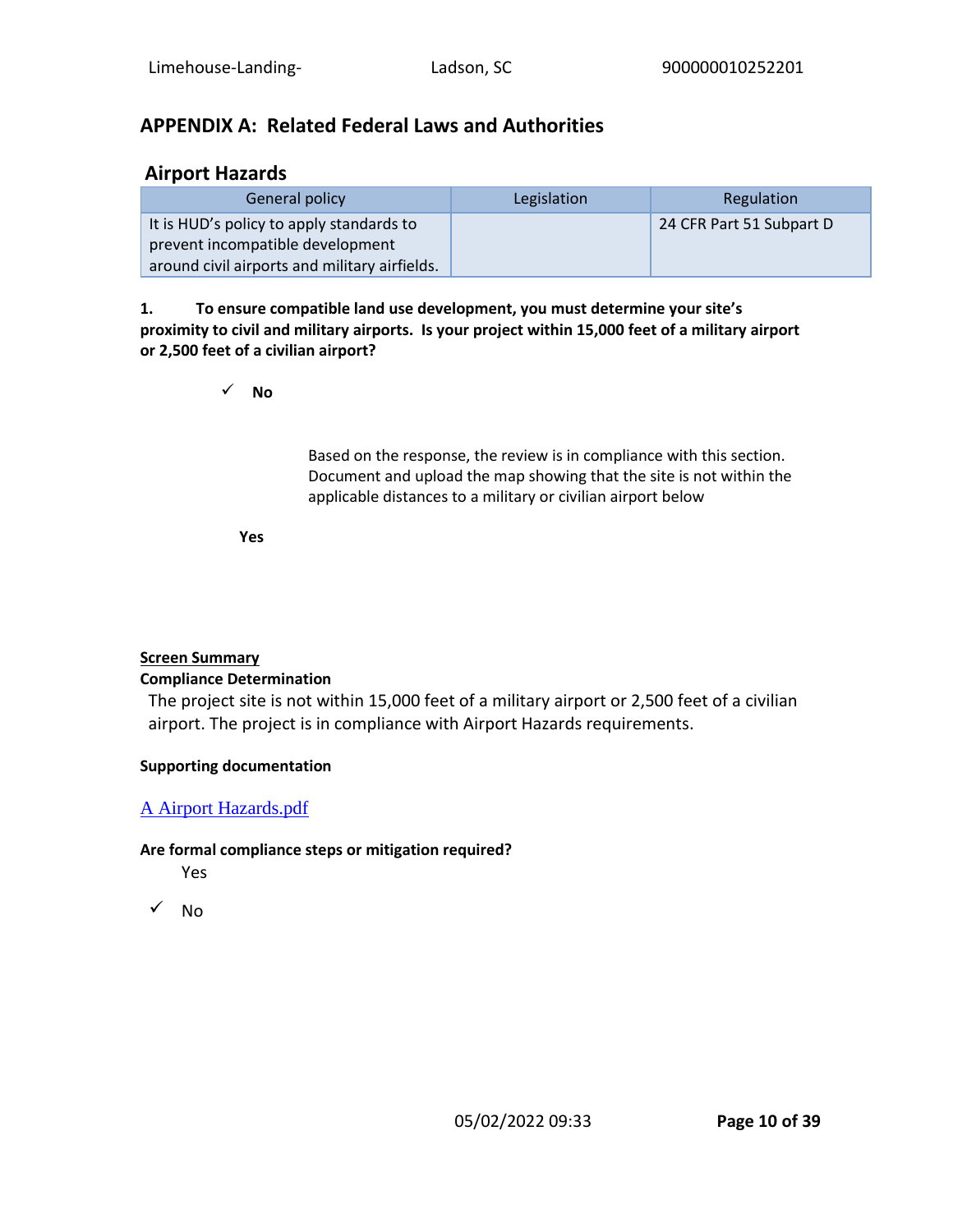## APPENDIX A: Related Federal Laws and Authorities

### Airport Hazards

| General policy | Legislation | Regulation |
|---|---|---|
| It is HUD's policy to apply standards to prevent incompatible development around civil airports and military airfields. | | 24 CFR Part 51 Subpart D |

**1. To ensure compatible land use development, you must determine your site's proximity to civil and military airports. Is your project within 15,000 feet of a military airport or 2,500 feet of a civilian airport?**

✓ **No**

Based on the response, the review is in compliance with this section. Document and upload the map showing that the site is not within the applicable distances to a military or civilian airport below

**Yes**

**Screen Summary**

**Compliance Determination**

The project site is not within 15,000 feet of a military airport or 2,500 feet of a civilian airport. The project is in compliance with Airport Hazards requirements.

**Supporting documentation**

A Airport Hazards.pdf

**Are formal compliance steps or mitigation required?**

Yes

✓ No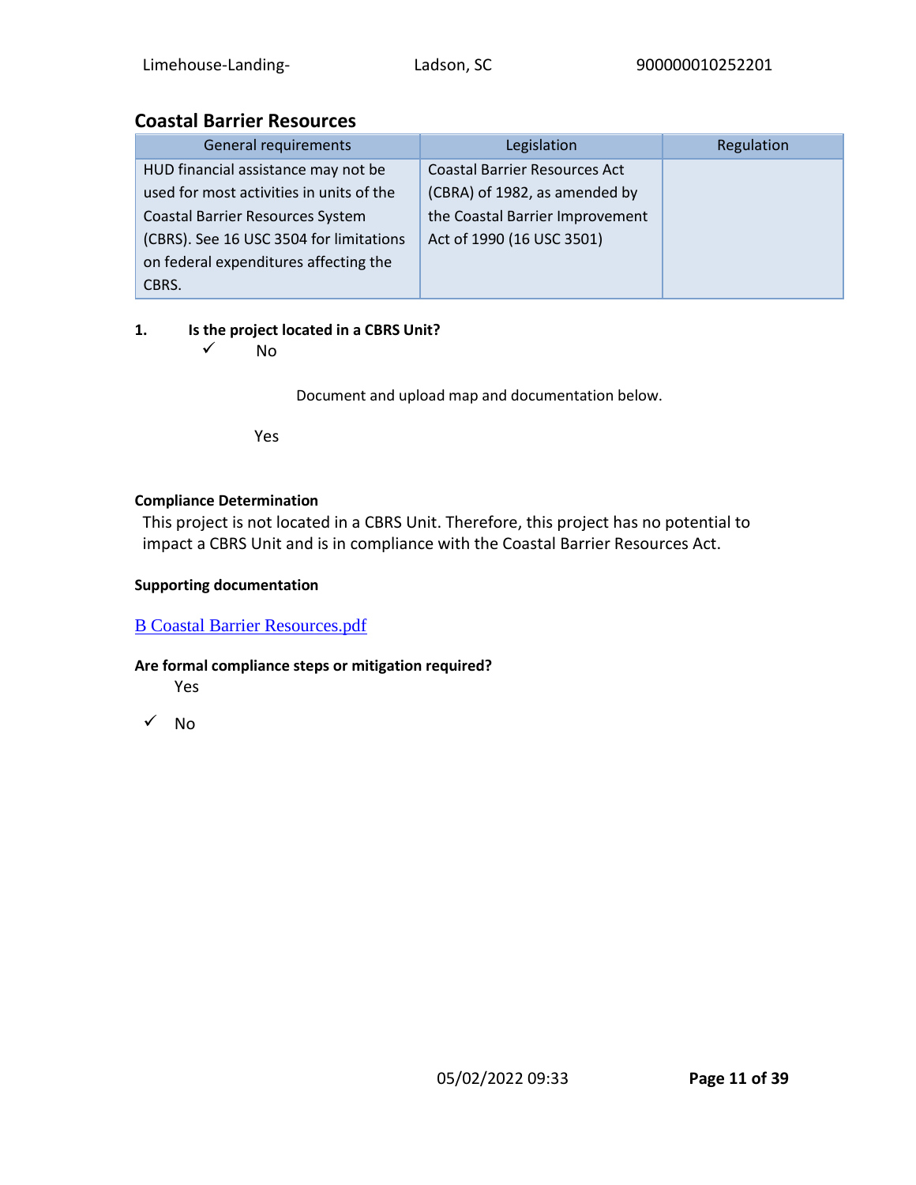## Coastal Barrier Resources

| General requirements | Legislation | Regulation |
|---|---|---|
| HUD financial assistance may not be used for most activities in units of the Coastal Barrier Resources System (CBRS). See 16 USC 3504 for limitations on federal expenditures affecting the CBRS. | Coastal Barrier Resources Act (CBRA) of 1982, as amended by the Coastal Barrier Improvement Act of 1990 (16 USC 3501) | |

**1. Is the project located in a CBRS Unit?**

✓ No

Document and upload map and documentation below.

Yes

**Compliance Determination**

This project is not located in a CBRS Unit. Therefore, this project has no potential to impact a CBRS Unit and is in compliance with the Coastal Barrier Resources Act.

**Supporting documentation**

B Coastal Barrier Resources.pdf

**Are formal compliance steps or mitigation required?**

Yes

✓ No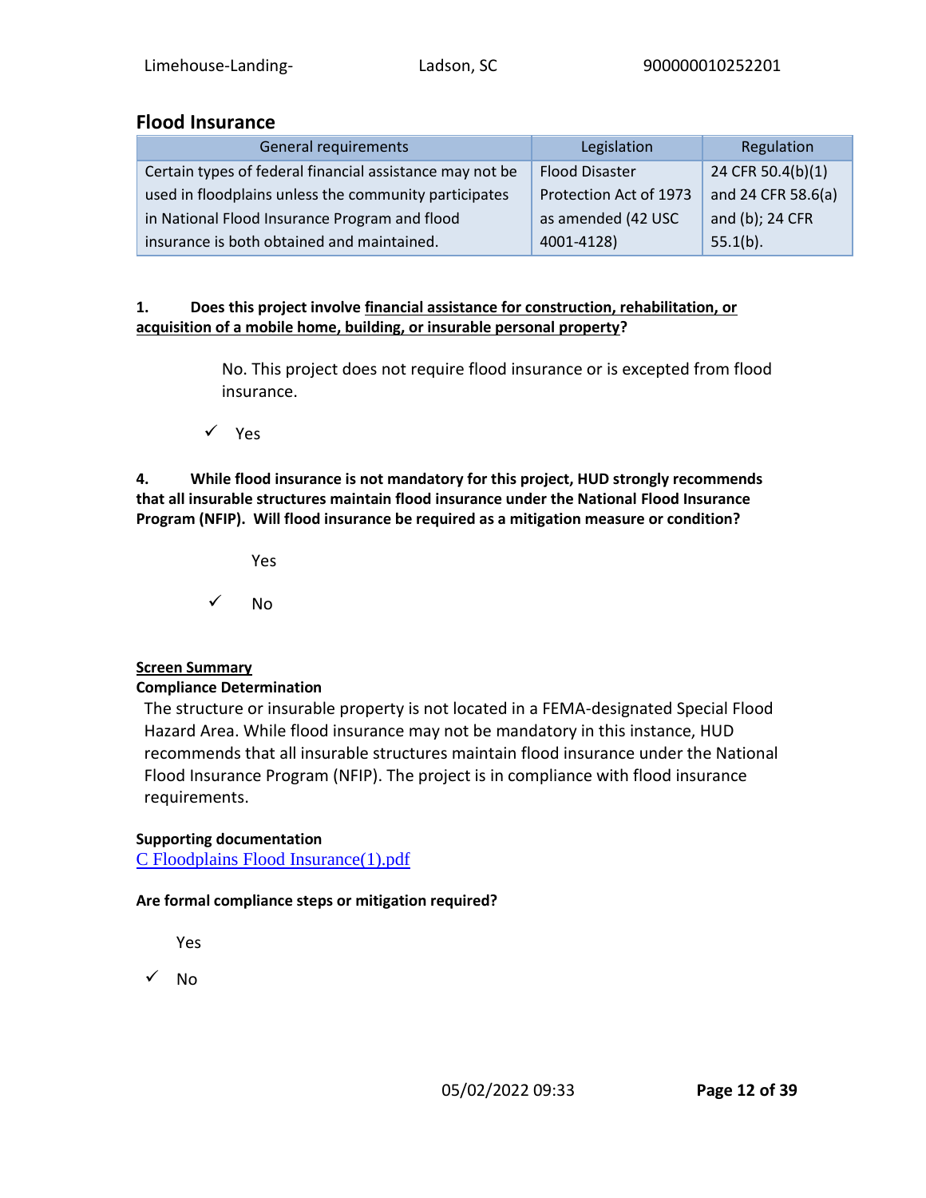## Flood Insurance

| General requirements | Legislation | Regulation |
|---|---|---|
| Certain types of federal financial assistance may not be used in floodplains unless the community participates in National Flood Insurance Program and flood insurance is both obtained and maintained. | Flood Disaster Protection Act of 1973 as amended (42 USC 4001-4128) | 24 CFR 50.4(b)(1) and 24 CFR 58.6(a) and (b); 24 CFR 55.1(b). |

**1. Does this project involve <u>financial assistance for construction, rehabilitation, or acquisition of a mobile home, building, or insurable personal property</u>?**

No. This project does not require flood insurance or is excepted from flood insurance.

✓ Yes

**4. While flood insurance is not mandatory for this project, HUD strongly recommends that all insurable structures maintain flood insurance under the National Flood Insurance Program (NFIP). Will flood insurance be required as a mitigation measure or condition?**

Yes

✓ No

**<u>Screen Summary</u>**

**Compliance Determination**

The structure or insurable property is not located in a FEMA-designated Special Flood Hazard Area. While flood insurance may not be mandatory in this instance, HUD recommends that all insurable structures maintain flood insurance under the National Flood Insurance Program (NFIP). The project is in compliance with flood insurance requirements.

**Supporting documentation**

C Floodplains Flood Insurance(1).pdf

**Are formal compliance steps or mitigation required?**

Yes

✓ No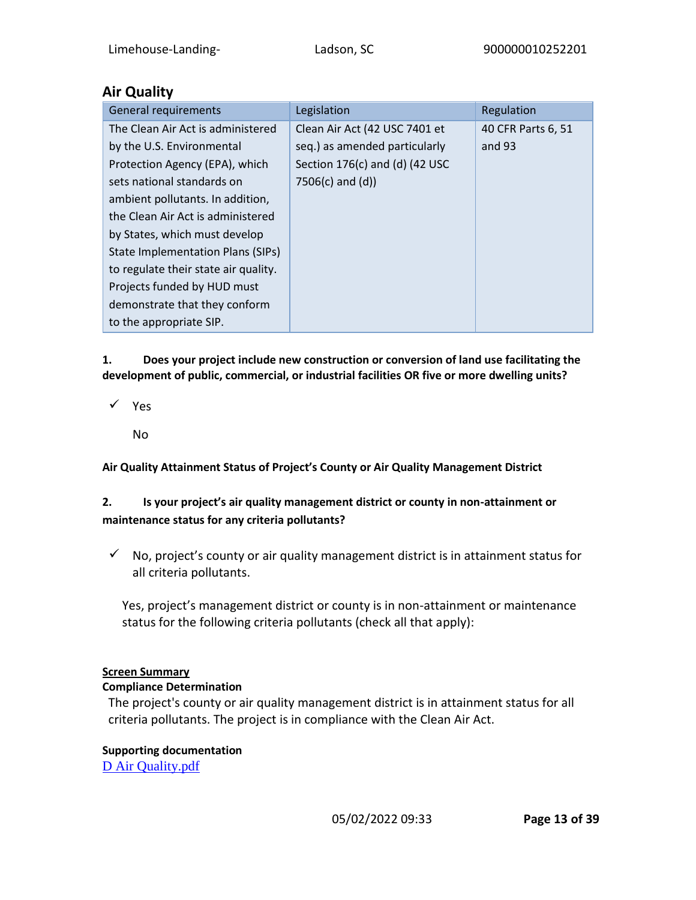## Air Quality

| General requirements | Legislation | Regulation |
|---|---|---|
| The Clean Air Act is administered by the U.S. Environmental Protection Agency (EPA), which sets national standards on ambient pollutants. In addition, the Clean Air Act is administered by States, which must develop State Implementation Plans (SIPs) to regulate their state air quality. Projects funded by HUD must demonstrate that they conform to the appropriate SIP. | Clean Air Act (42 USC 7401 et seq.) as amended particularly Section 176(c) and (d) (42 USC 7506(c) and (d)) | 40 CFR Parts 6, 51 and 93 |

**1. Does your project include new construction or conversion of land use facilitating the development of public, commercial, or industrial facilities OR five or more dwelling units?**

✓ Yes

No

**Air Quality Attainment Status of Project's County or Air Quality Management District**

**2. Is your project's air quality management district or county in non-attainment or maintenance status for any criteria pollutants?**

✓ No, project's county or air quality management district is in attainment status for all criteria pollutants.

Yes, project's management district or county is in non-attainment or maintenance status for the following criteria pollutants (check all that apply):

**Screen Summary**

**Compliance Determination**

The project's county or air quality management district is in attainment status for all criteria pollutants. The project is in compliance with the Clean Air Act.

**Supporting documentation**

D Air Quality.pdf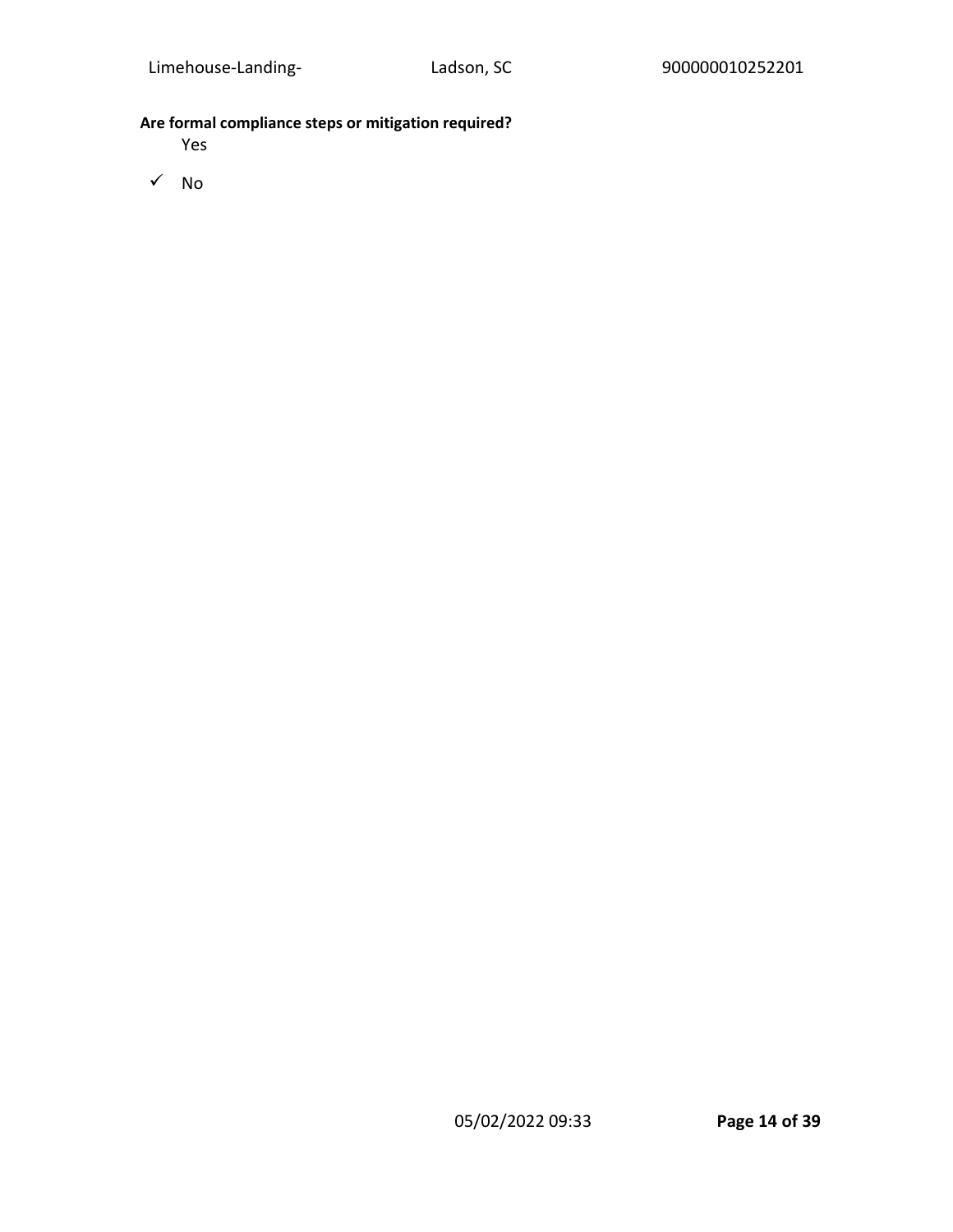**Are formal compliance steps or mitigation required?**

Yes

✓ No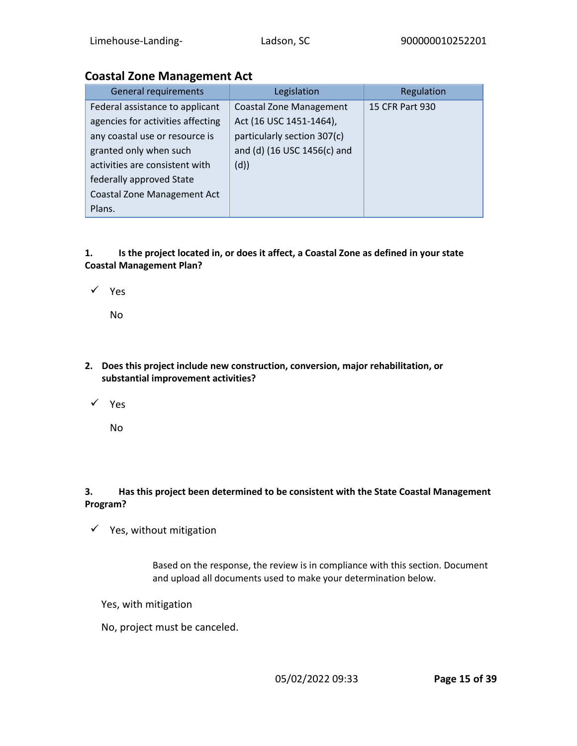## Coastal Zone Management Act

| General requirements | Legislation | Regulation |
|---|---|---|
| Federal assistance to applicant agencies for activities affecting any coastal use or resource is granted only when such activities are consistent with federally approved State Coastal Zone Management Act Plans. | Coastal Zone Management Act (16 USC 1451-1464), particularly section 307(c) and (d) (16 USC 1456(c) and (d)) | 15 CFR Part 930 |

**1. Is the project located in, or does it affect, a Coastal Zone as defined in your state Coastal Management Plan?**

✓ Yes

No

**2. Does this project include new construction, conversion, major rehabilitation, or substantial improvement activities?**

✓ Yes

No

**3. Has this project been determined to be consistent with the State Coastal Management Program?**

✓ Yes, without mitigation

Based on the response, the review is in compliance with this section. Document and upload all documents used to make your determination below.

Yes, with mitigation

No, project must be canceled.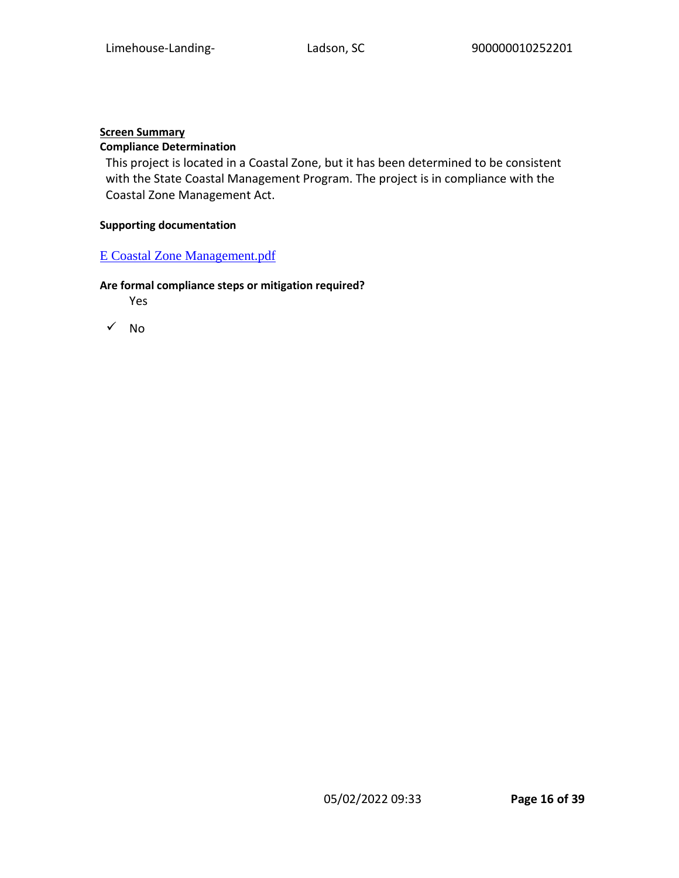**Screen Summary**

**Compliance Determination**

This project is located in a Coastal Zone, but it has been determined to be consistent with the State Coastal Management Program. The project is in compliance with the Coastal Zone Management Act.

**Supporting documentation**

[E Coastal Zone Management.pdf]

**Are formal compliance steps or mitigation required?**

Yes

✓ No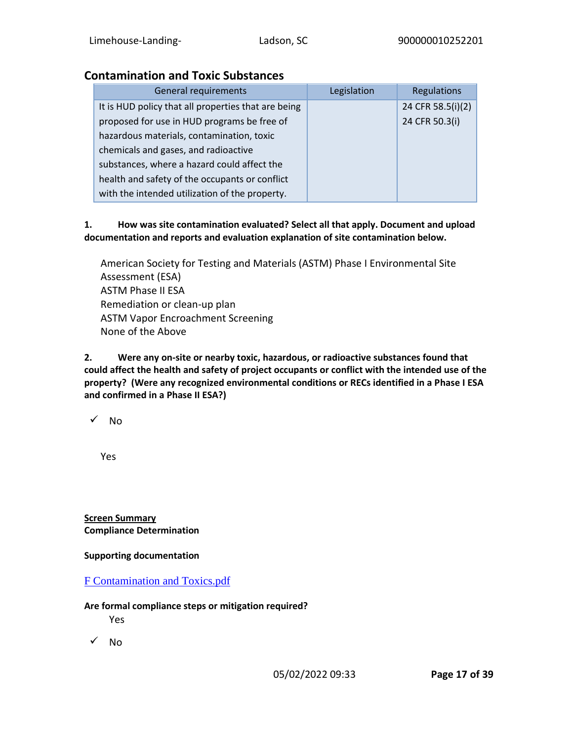## Contamination and Toxic Substances

| General requirements | Legislation | Regulations |
|---|---|---|
| It is HUD policy that all properties that are being proposed for use in HUD programs be free of hazardous materials, contamination, toxic chemicals and gases, and radioactive substances, where a hazard could affect the health and safety of the occupants or conflict with the intended utilization of the property. | | 24 CFR 58.5(i)(2)<br>24 CFR 50.3(i) |

**1. How was site contamination evaluated? Select all that apply. Document and upload documentation and reports and evaluation explanation of site contamination below.**

American Society for Testing and Materials (ASTM) Phase I Environmental Site Assessment (ESA)
ASTM Phase II ESA
Remediation or clean-up plan
ASTM Vapor Encroachment Screening
None of the Above

**2. Were any on-site or nearby toxic, hazardous, or radioactive substances found that could affect the health and safety of project occupants or conflict with the intended use of the property? (Were any recognized environmental conditions or RECs identified in a Phase I ESA and confirmed in a Phase II ESA?)**

✓ No

Yes

**Screen Summary**
**Compliance Determination**

**Supporting documentation**

F Contamination and Toxics.pdf

**Are formal compliance steps or mitigation required?**

Yes

✓ No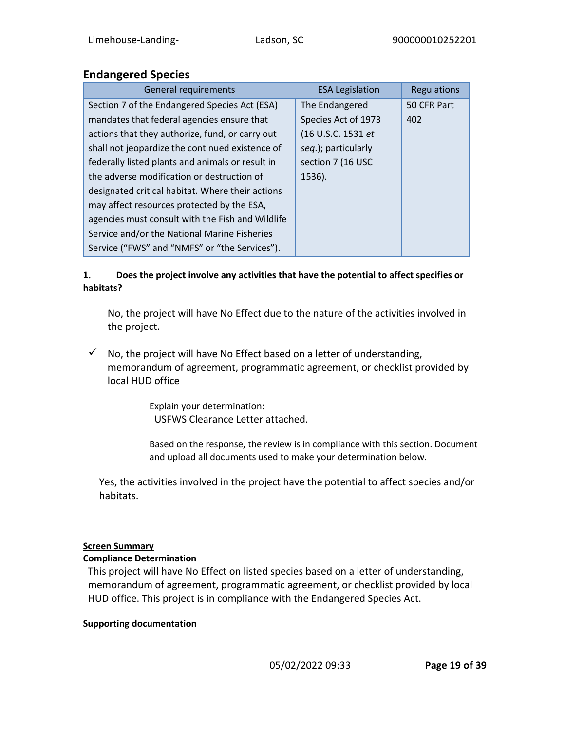## Endangered Species

| General requirements | ESA Legislation | Regulations |
| --- | --- | --- |
| Section 7 of the Endangered Species Act (ESA) mandates that federal agencies ensure that actions that they authorize, fund, or carry out shall not jeopardize the continued existence of federally listed plants and animals or result in the adverse modification or destruction of designated critical habitat. Where their actions may affect resources protected by the ESA, agencies must consult with the Fish and Wildlife Service and/or the National Marine Fisheries Service ("FWS" and "NMFS" or "the Services"). | The Endangered Species Act of 1973 (16 U.S.C. 1531 *et seq.*); particularly section 7 (16 USC 1536). | 50 CFR Part 402 |

**1. Does the project involve any activities that have the potential to affect specifies or habitats?**

No, the project will have No Effect due to the nature of the activities involved in the project.

✓ No, the project will have No Effect based on a letter of understanding, memorandum of agreement, programmatic agreement, or checklist provided by local HUD office

Explain your determination:
USFWS Clearance Letter attached.

Based on the response, the review is in compliance with this section. Document and upload all documents used to make your determination below.

Yes, the activities involved in the project have the potential to affect species and/or habitats.

**Screen Summary**

**Compliance Determination**

This project will have No Effect on listed species based on a letter of understanding, memorandum of agreement, programmatic agreement, or checklist provided by local HUD office. This project is in compliance with the Endangered Species Act.

**Supporting documentation**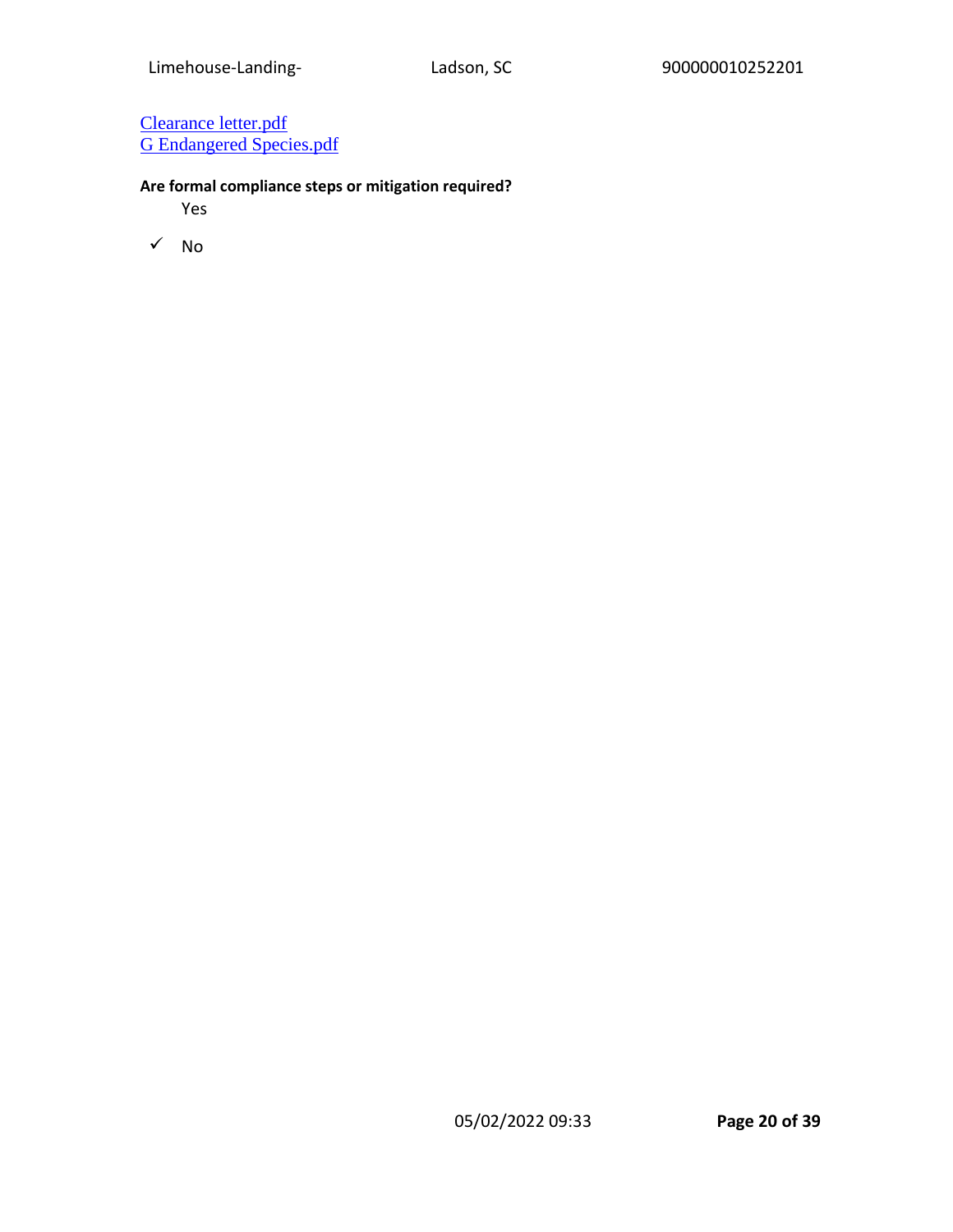Clearance letter.pdf
G Endangered Species.pdf

**Are formal compliance steps or mitigation required?**

Yes

✓ No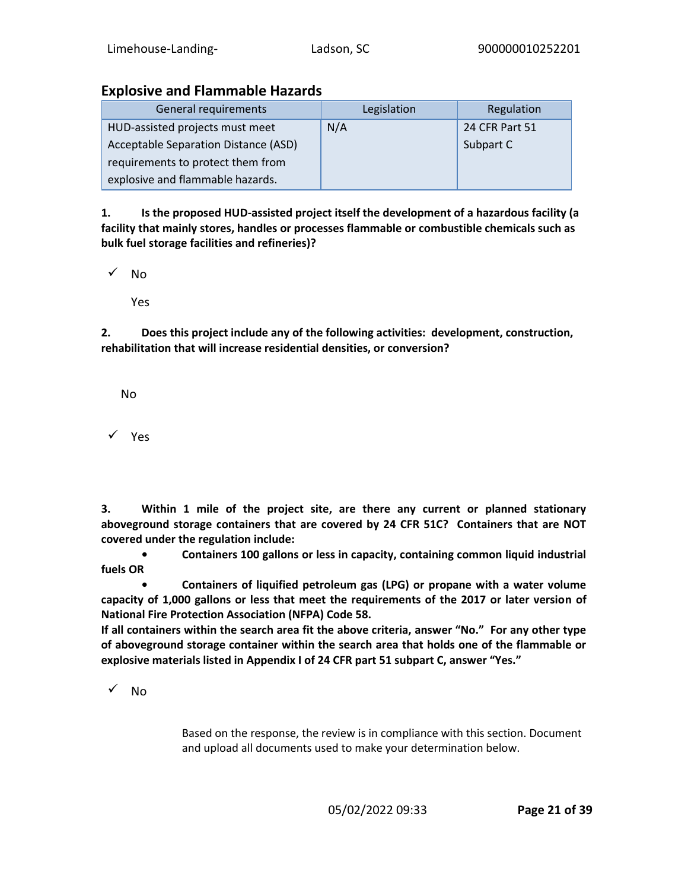## Explosive and Flammable Hazards

| General requirements | Legislation | Regulation |
|---|---|---|
| HUD-assisted projects must meet Acceptable Separation Distance (ASD) requirements to protect them from explosive and flammable hazards. | N/A | 24 CFR Part 51 Subpart C |

**1. Is the proposed HUD-assisted project itself the development of a hazardous facility (a facility that mainly stores, handles or processes flammable or combustible chemicals such as bulk fuel storage facilities and refineries)?**

✓ No

Yes

**2. Does this project include any of the following activities: development, construction, rehabilitation that will increase residential densities, or conversion?**

No

✓ Yes

**3. Within 1 mile of the project site, are there any current or planned stationary aboveground storage containers that are covered by 24 CFR 51C? Containers that are NOT covered under the regulation include:**

- **Containers 100 gallons or less in capacity, containing common liquid industrial fuels OR**
- **Containers of liquified petroleum gas (LPG) or propane with a water volume capacity of 1,000 gallons or less that meet the requirements of the 2017 or later version of National Fire Protection Association (NFPA) Code 58.**

**If all containers within the search area fit the above criteria, answer "No." For any other type of aboveground storage container within the search area that holds one of the flammable or explosive materials listed in Appendix I of 24 CFR part 51 subpart C, answer "Yes."**

✓ No

Based on the response, the review is in compliance with this section. Document and upload all documents used to make your determination below.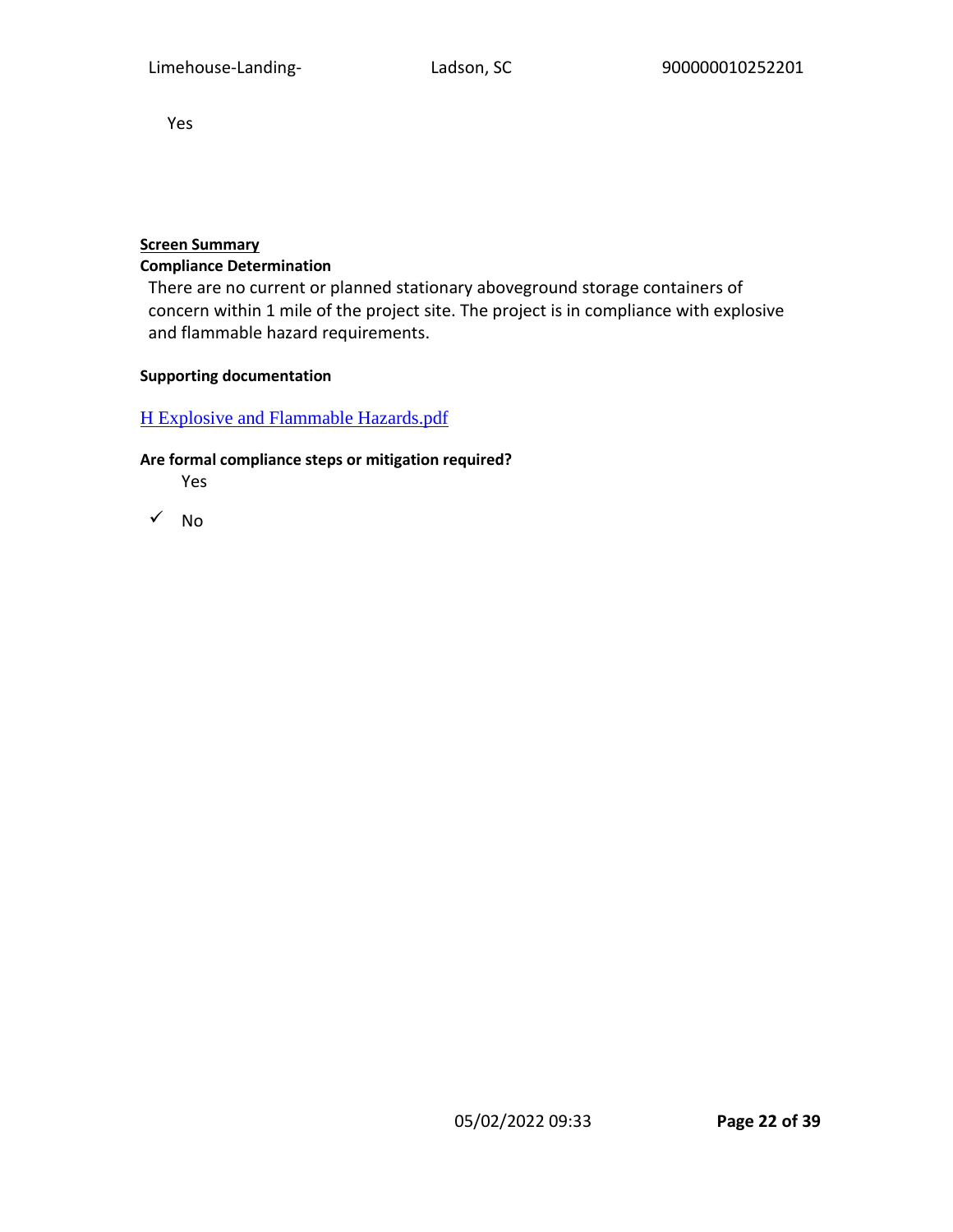Yes

**Screen Summary**

**Compliance Determination**

There are no current or planned stationary aboveground storage containers of concern within 1 mile of the project site. The project is in compliance with explosive and flammable hazard requirements.

**Supporting documentation**

H Explosive and Flammable Hazards.pdf

**Are formal compliance steps or mitigation required?**

Yes

✓ No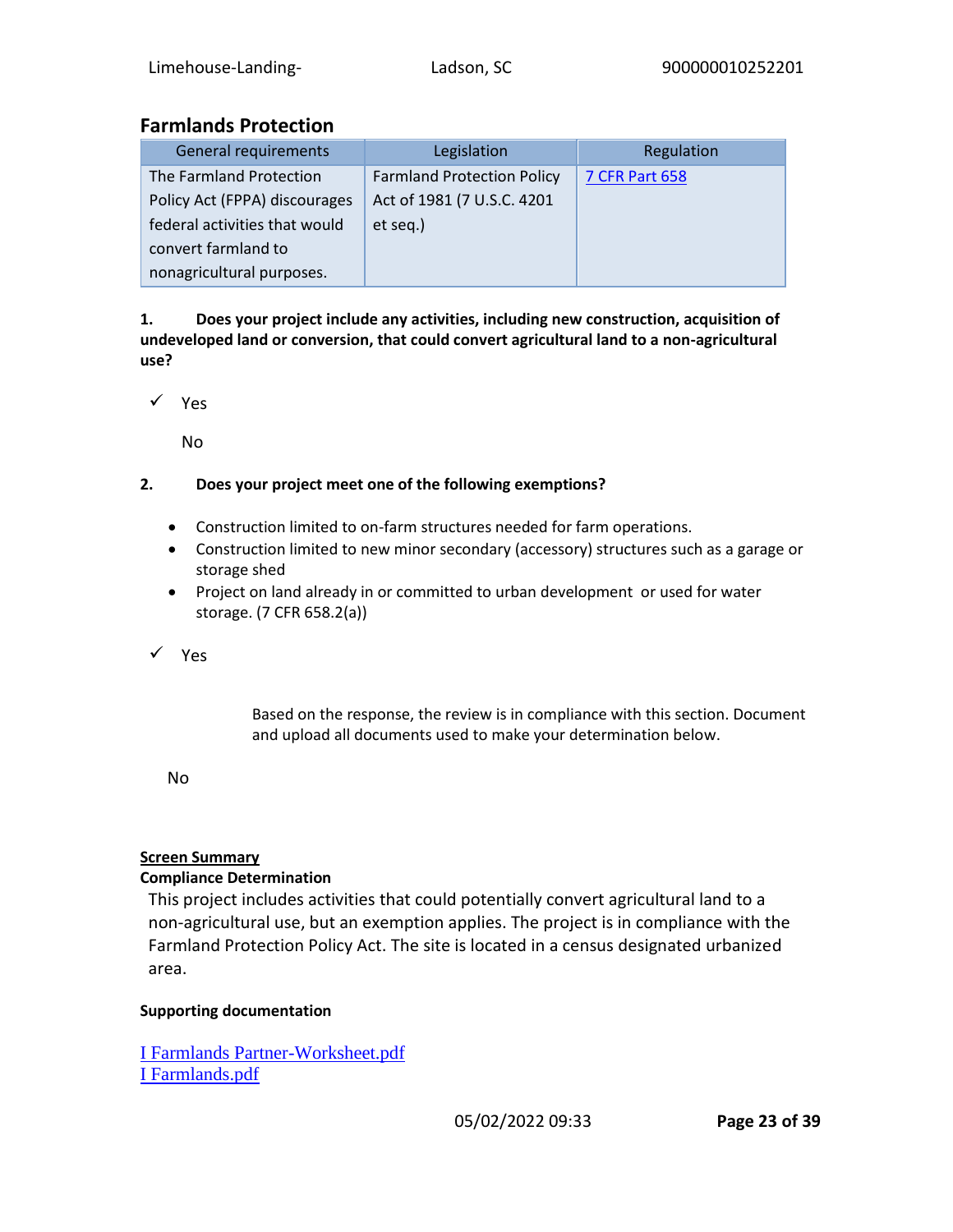## Farmlands Protection

| General requirements | Legislation | Regulation |
|---|---|---|
| The Farmland Protection Policy Act (FPPA) discourages federal activities that would convert farmland to nonagricultural purposes. | Farmland Protection Policy Act of 1981 (7 U.S.C. 4201 et seq.) | 7 CFR Part 658 |

**1. Does your project include any activities, including new construction, acquisition of undeveloped land or conversion, that could convert agricultural land to a non-agricultural use?**

✓ Yes

No

**2. Does your project meet one of the following exemptions?**

- Construction limited to on-farm structures needed for farm operations.
- Construction limited to new minor secondary (accessory) structures such as a garage or storage shed
- Project on land already in or committed to urban development or used for water storage. (7 CFR 658.2(a))

✓ Yes

Based on the response, the review is in compliance with this section. Document and upload all documents used to make your determination below.

No

**Screen Summary**

**Compliance Determination**

This project includes activities that could potentially convert agricultural land to a non-agricultural use, but an exemption applies. The project is in compliance with the Farmland Protection Policy Act. The site is located in a census designated urbanized area.

**Supporting documentation**

I Farmlands Partner-Worksheet.pdf
I Farmlands.pdf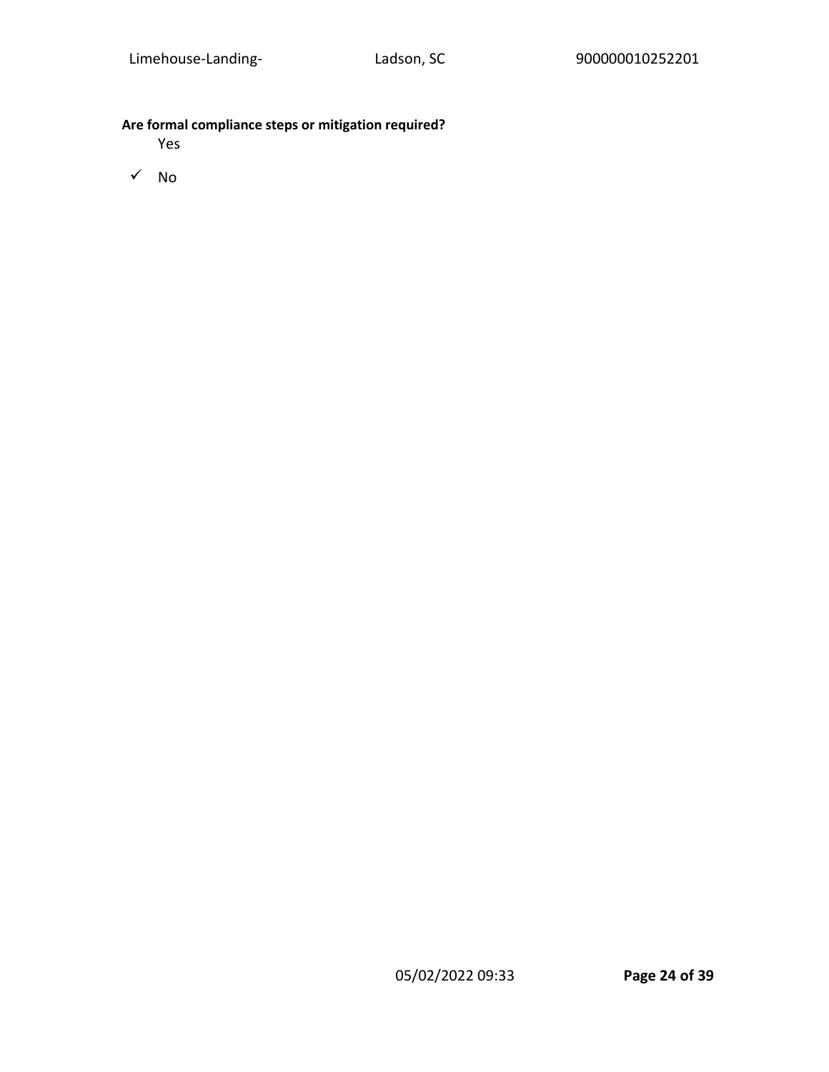**Are formal compliance steps or mitigation required?**

Yes

✓ No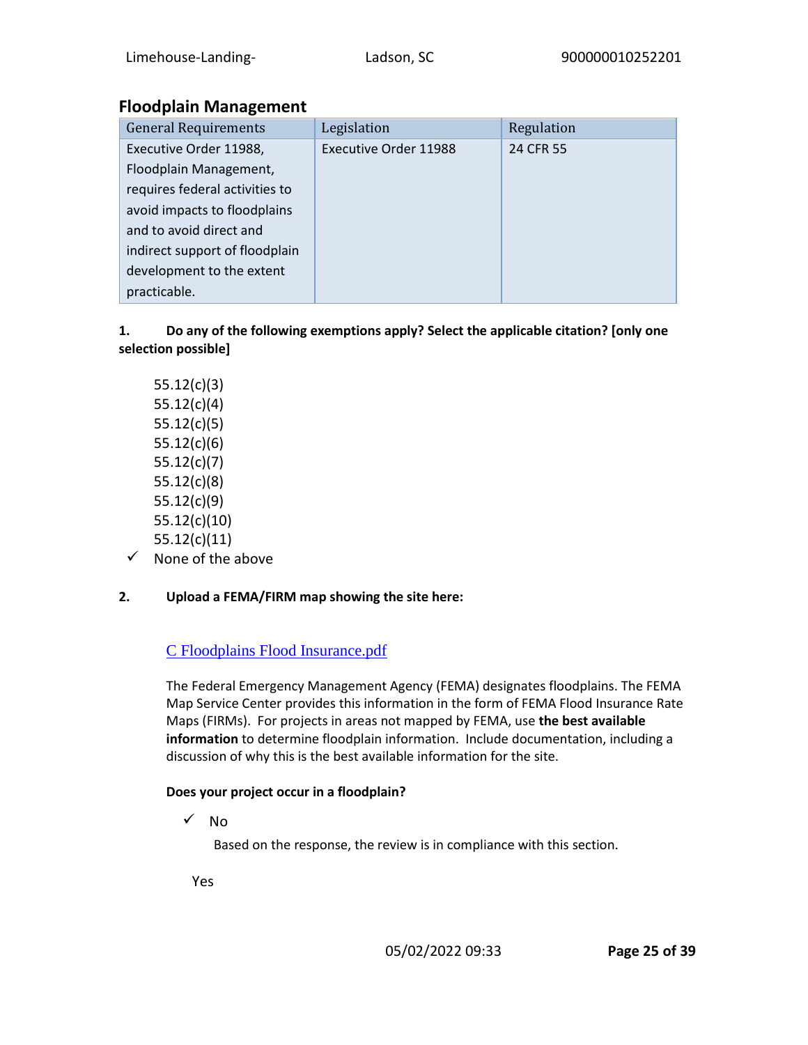## Floodplain Management

| General Requirements | Legislation | Regulation |
| --- | --- | --- |
| Executive Order 11988, Floodplain Management, requires federal activities to avoid impacts to floodplains and to avoid direct and indirect support of floodplain development to the extent practicable. | Executive Order 11988 | 24 CFR 55 |

**1. Do any of the following exemptions apply? Select the applicable citation? [only one selection possible]**

55.12(c)(3)
55.12(c)(4)
55.12(c)(5)
55.12(c)(6)
55.12(c)(7)
55.12(c)(8)
55.12(c)(9)
55.12(c)(10)
55.12(c)(11)
✓ None of the above

**2. Upload a FEMA/FIRM map showing the site here:**

C Floodplains Flood Insurance.pdf

The Federal Emergency Management Agency (FEMA) designates floodplains. The FEMA Map Service Center provides this information in the form of FEMA Flood Insurance Rate Maps (FIRMs). For projects in areas not mapped by FEMA, use **the best available information** to determine floodplain information. Include documentation, including a discussion of why this is the best available information for the site.

**Does your project occur in a floodplain?**

✓ No

Based on the response, the review is in compliance with this section.

Yes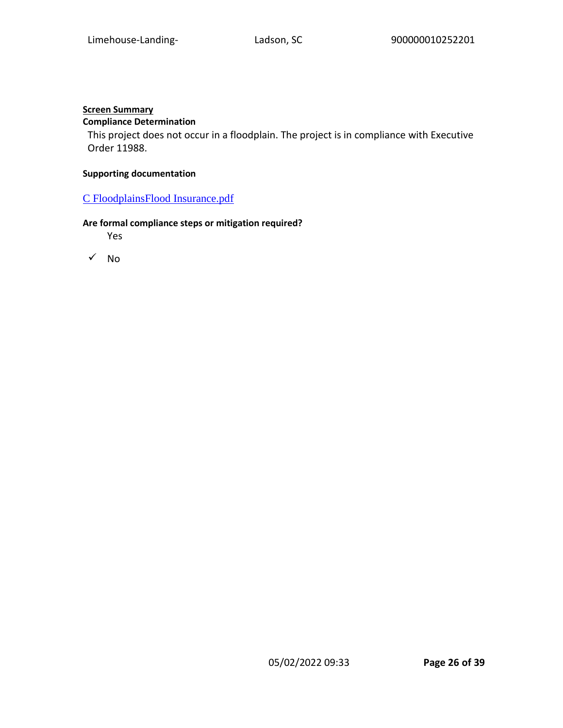**<u>Screen Summary</u>**

**Compliance Determination**

This project does not occur in a floodplain. The project is in compliance with Executive Order 11988.

**Supporting documentation**

[C FloodplainsFlood Insurance.pdf]()

**Are formal compliance steps or mitigation required?**

- Yes
- ✓ No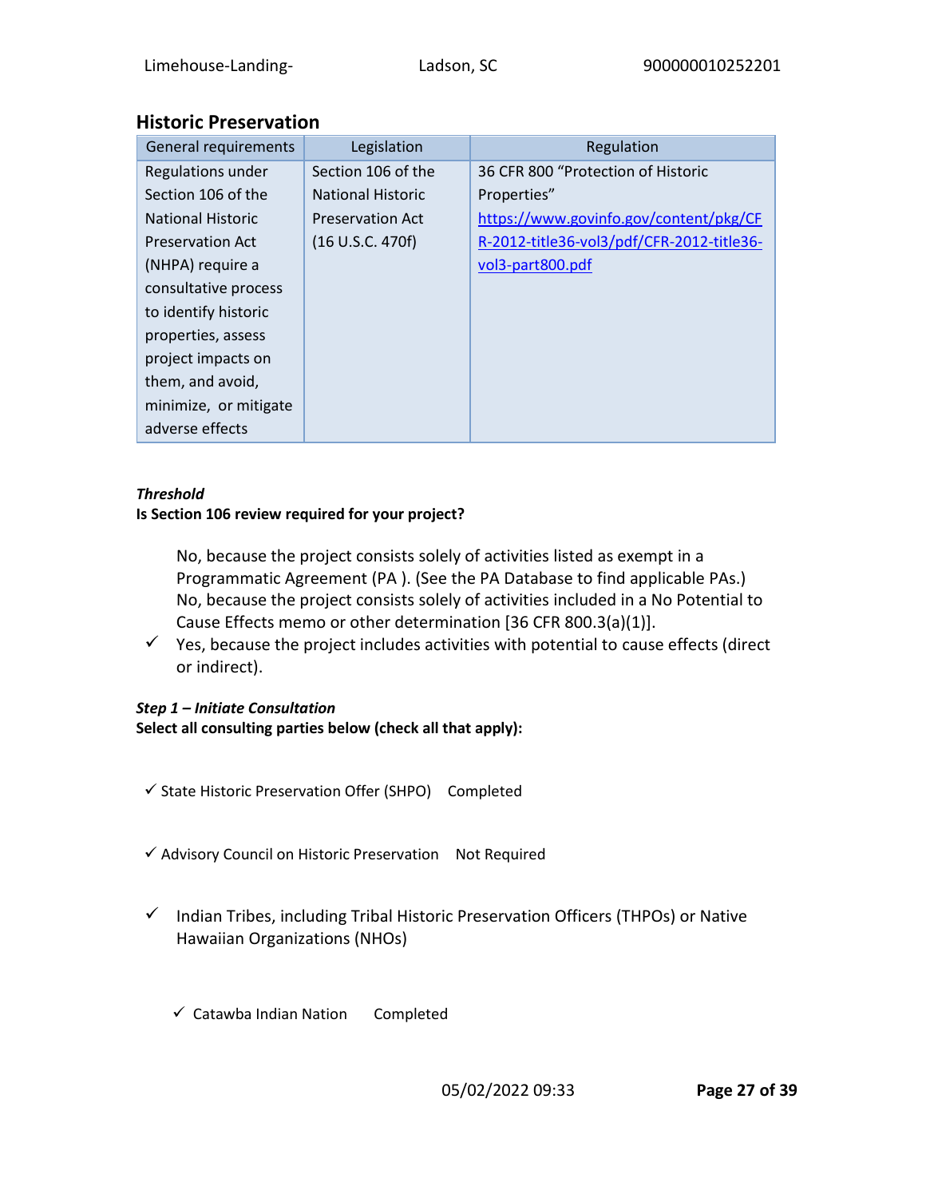## Historic Preservation

| General requirements | Legislation | Regulation |
| --- | --- | --- |
| Regulations under Section 106 of the National Historic Preservation Act (NHPA) require a consultative process to identify historic properties, assess project impacts on them, and avoid, minimize, or mitigate adverse effects | Section 106 of the National Historic Preservation Act (16 U.S.C. 470f) | 36 CFR 800 "Protection of Historic Properties" https://www.govinfo.gov/content/pkg/CFR-2012-title36-vol3/pdf/CFR-2012-title36-vol3-part800.pdf |

***Threshold***

**Is Section 106 review required for your project?**

No, because the project consists solely of activities listed as exempt in a Programmatic Agreement (PA ). (See the PA Database to find applicable PAs.)

No, because the project consists solely of activities included in a No Potential to Cause Effects memo or other determination [36 CFR 800.3(a)(1)].

✓ Yes, because the project includes activities with potential to cause effects (direct or indirect).

***Step 1 – Initiate Consultation***

**Select all consulting parties below (check all that apply):**

✓ State Historic Preservation Offer (SHPO) Completed

✓ Advisory Council on Historic Preservation Not Required

✓ Indian Tribes, including Tribal Historic Preservation Officers (THPOs) or Native Hawaiian Organizations (NHOs)

- ✓ Catawba Indian Nation Completed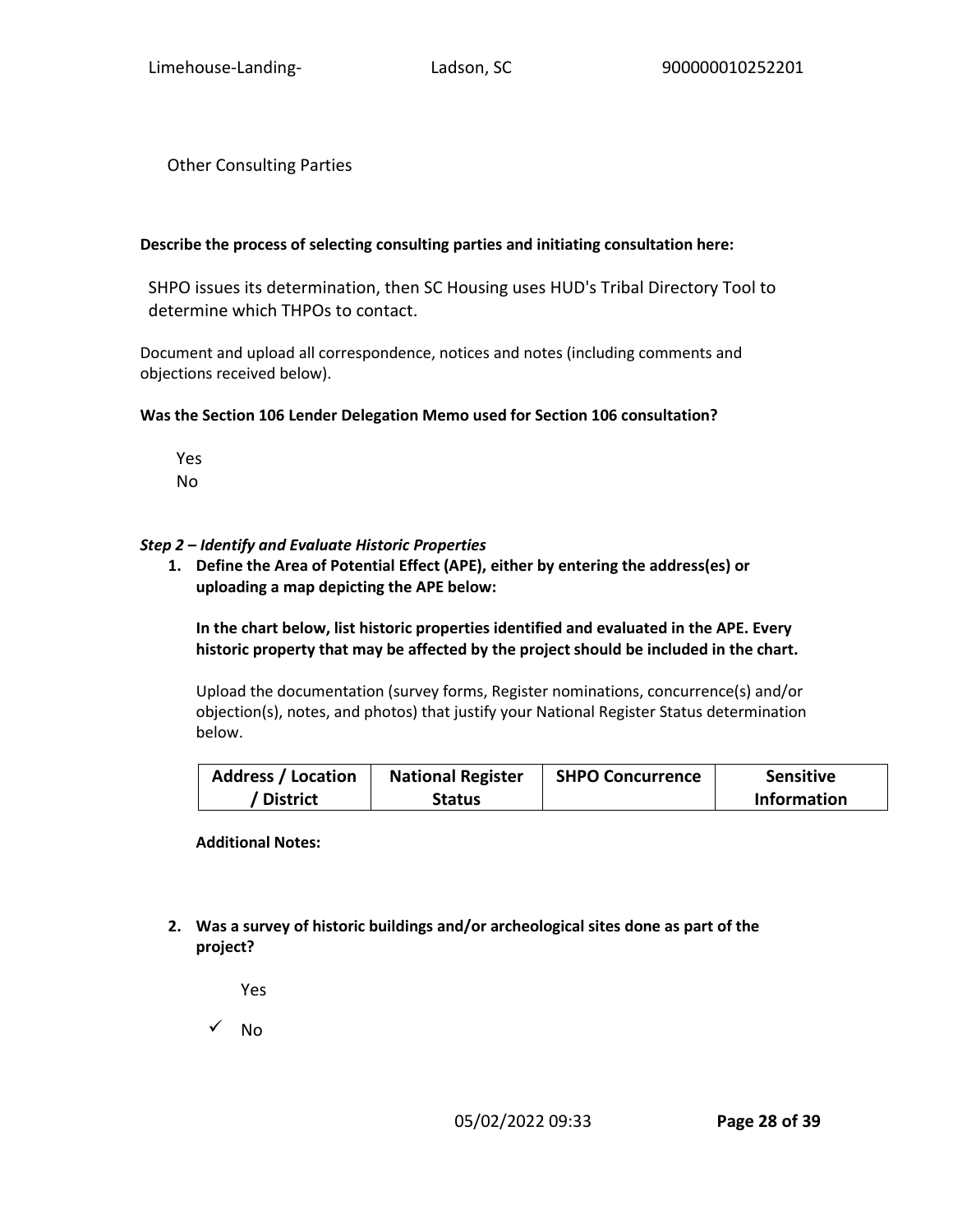Other Consulting Parties

**Describe the process of selecting consulting parties and initiating consultation here:**

SHPO issues its determination, then SC Housing uses HUD's Tribal Directory Tool to determine which THPOs to contact.

Document and upload all correspondence, notices and notes (including comments and objections received below).

**Was the Section 106 Lender Delegation Memo used for Section 106 consultation?**

Yes
No

***Step 2 – Identify and Evaluate Historic Properties***

1. **Define the Area of Potential Effect (APE), either by entering the address(es) or uploading a map depicting the APE below:**

   **In the chart below, list historic properties identified and evaluated in the APE. Every historic property that may be affected by the project should be included in the chart.**

   Upload the documentation (survey forms, Register nominations, concurrence(s) and/or objection(s), notes, and photos) that justify your National Register Status determination below.

   | Address / Location / District | National Register Status | SHPO Concurrence | Sensitive Information |
   |---|---|---|---|

   **Additional Notes:**

2. **Was a survey of historic buildings and/or archeological sites done as part of the project?**

   Yes

   ✓ No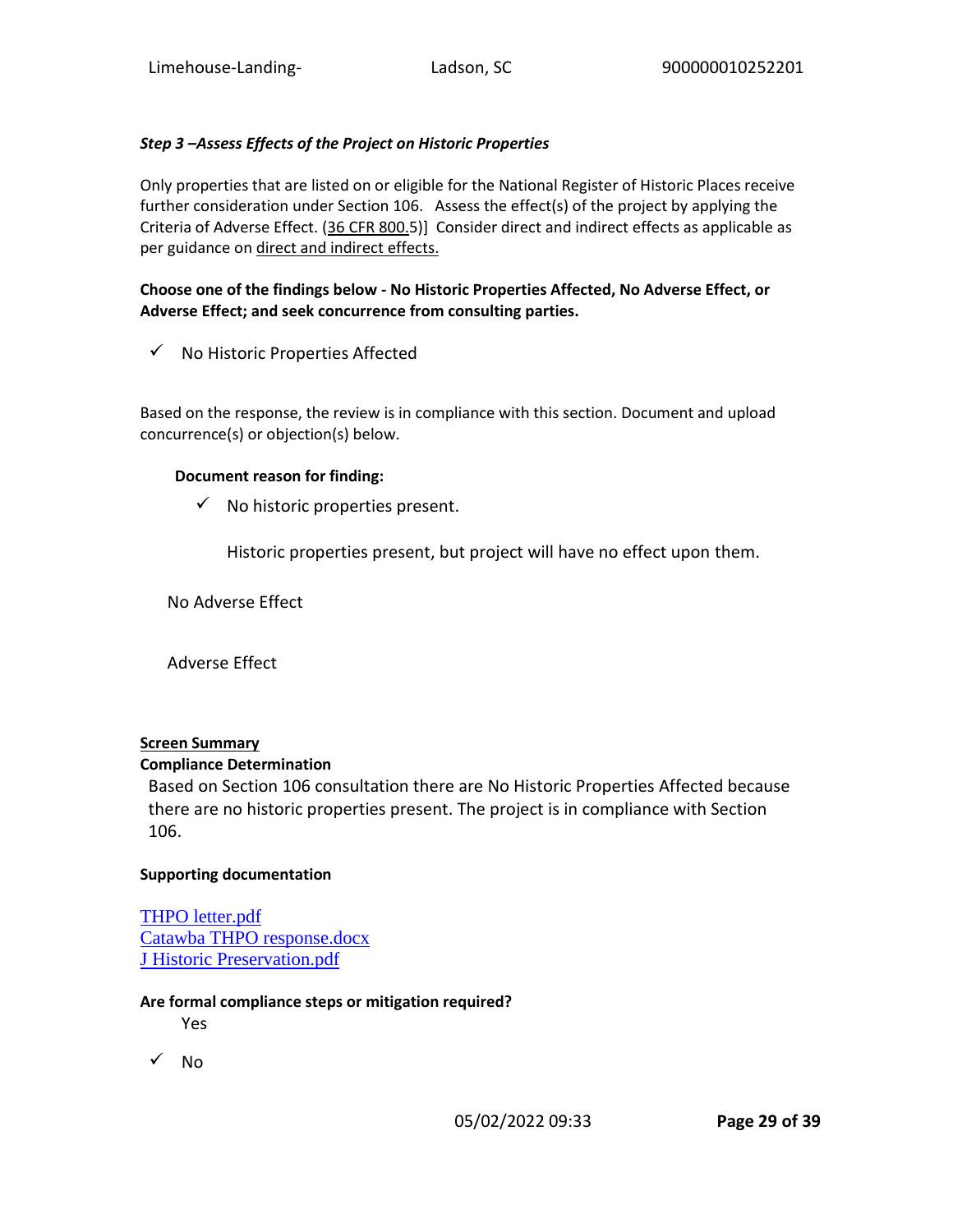### *Step 3 –Assess Effects of the Project on Historic Properties*

Only properties that are listed on or eligible for the National Register of Historic Places receive further consideration under Section 106. Assess the effect(s) of the project by applying the Criteria of Adverse Effect. (36 CFR 800.5)] Consider direct and indirect effects as applicable as per guidance on direct and indirect effects.

**Choose one of the findings below - No Historic Properties Affected, No Adverse Effect, or Adverse Effect; and seek concurrence from consulting parties.**

✓ No Historic Properties Affected

Based on the response, the review is in compliance with this section. Document and upload concurrence(s) or objection(s) below.

**Document reason for finding:**

✓ No historic properties present.

Historic properties present, but project will have no effect upon them.

No Adverse Effect

Adverse Effect

**Screen Summary**

**Compliance Determination**

Based on Section 106 consultation there are No Historic Properties Affected because there are no historic properties present. The project is in compliance with Section 106.

**Supporting documentation**

THPO letter.pdf
Catawba THPO response.docx
J Historic Preservation.pdf

**Are formal compliance steps or mitigation required?**

Yes

✓ No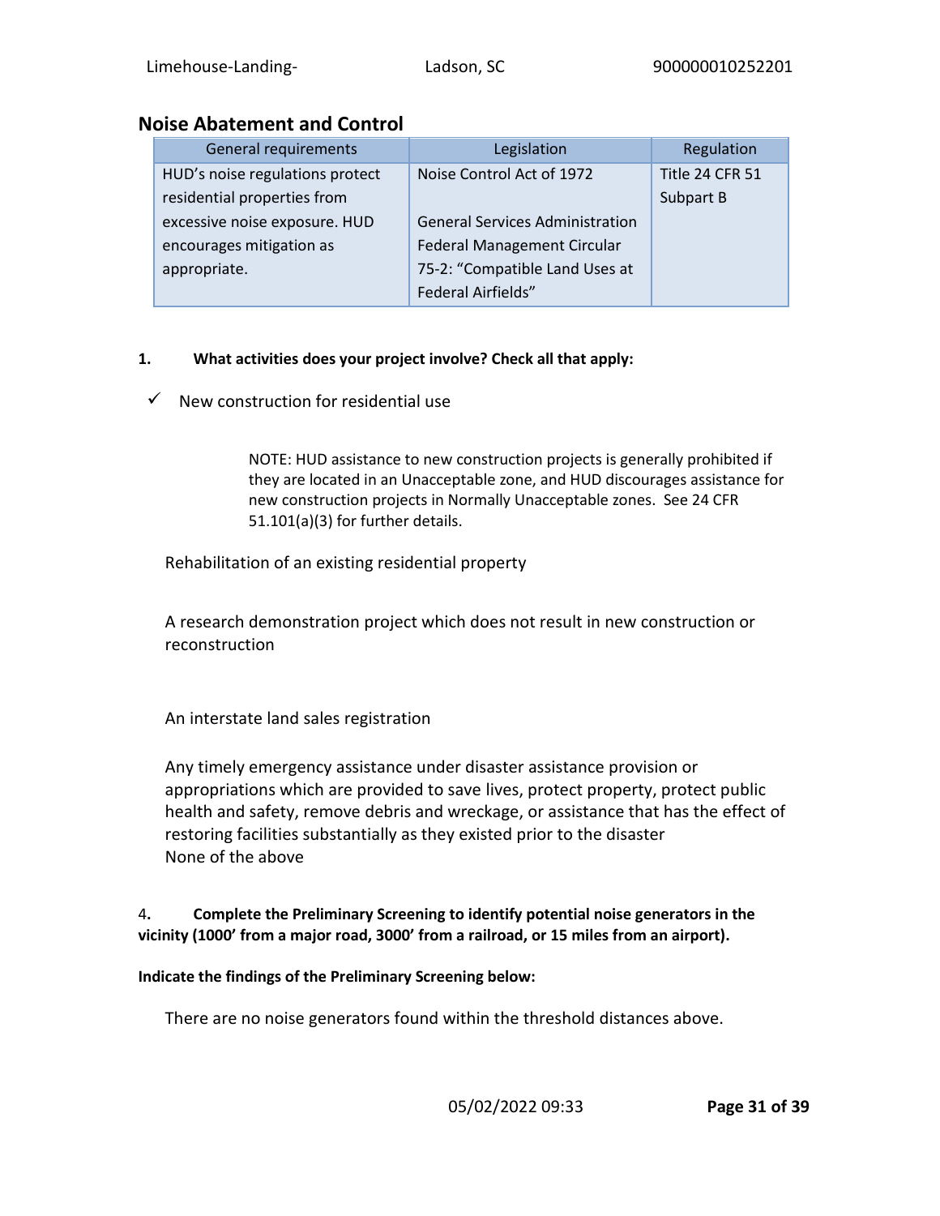## Noise Abatement and Control

| General requirements | Legislation | Regulation |
|---|---|---|
| HUD's noise regulations protect residential properties from excessive noise exposure. HUD encourages mitigation as appropriate. | Noise Control Act of 1972<br><br>General Services Administration Federal Management Circular 75-2: "Compatible Land Uses at Federal Airfields" | Title 24 CFR 51 Subpart B |

**1. What activities does your project involve? Check all that apply:**

✓ New construction for residential use

> NOTE: HUD assistance to new construction projects is generally prohibited if they are located in an Unacceptable zone, and HUD discourages assistance for new construction projects in Normally Unacceptable zones. See 24 CFR 51.101(a)(3) for further details.

Rehabilitation of an existing residential property

A research demonstration project which does not result in new construction or reconstruction

An interstate land sales registration

Any timely emergency assistance under disaster assistance provision or appropriations which are provided to save lives, protect property, protect public health and safety, remove debris and wreckage, or assistance that has the effect of restoring facilities substantially as they existed prior to the disaster

None of the above

**4. Complete the Preliminary Screening to identify potential noise generators in the vicinity (1000' from a major road, 3000' from a railroad, or 15 miles from an airport).**

**Indicate the findings of the Preliminary Screening below:**

There are no noise generators found within the threshold distances above.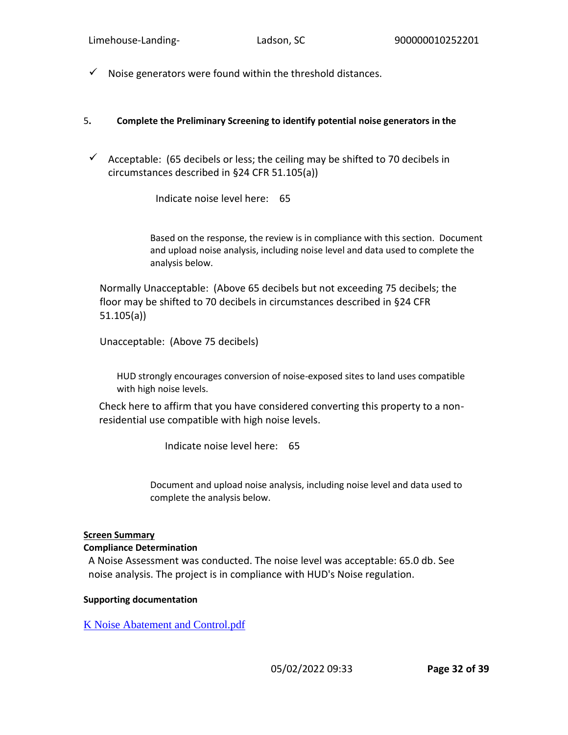✓ Noise generators were found within the threshold distances.

5. **Complete the Preliminary Screening to identify potential noise generators in the**

✓ Acceptable: (65 decibels or less; the ceiling may be shifted to 70 decibels in circumstances described in §24 CFR 51.105(a))

Indicate noise level here: 65

Based on the response, the review is in compliance with this section. Document and upload noise analysis, including noise level and data used to complete the analysis below.

Normally Unacceptable: (Above 65 decibels but not exceeding 75 decibels; the floor may be shifted to 70 decibels in circumstances described in §24 CFR 51.105(a))

Unacceptable: (Above 75 decibels)

HUD strongly encourages conversion of noise-exposed sites to land uses compatible with high noise levels.

Check here to affirm that you have considered converting this property to a non-residential use compatible with high noise levels.

Indicate noise level here: 65

Document and upload noise analysis, including noise level and data used to complete the analysis below.

**Screen Summary**

**Compliance Determination**

A Noise Assessment was conducted. The noise level was acceptable: 65.0 db. See noise analysis. The project is in compliance with HUD's Noise regulation.

**Supporting documentation**

K Noise Abatement and Control.pdf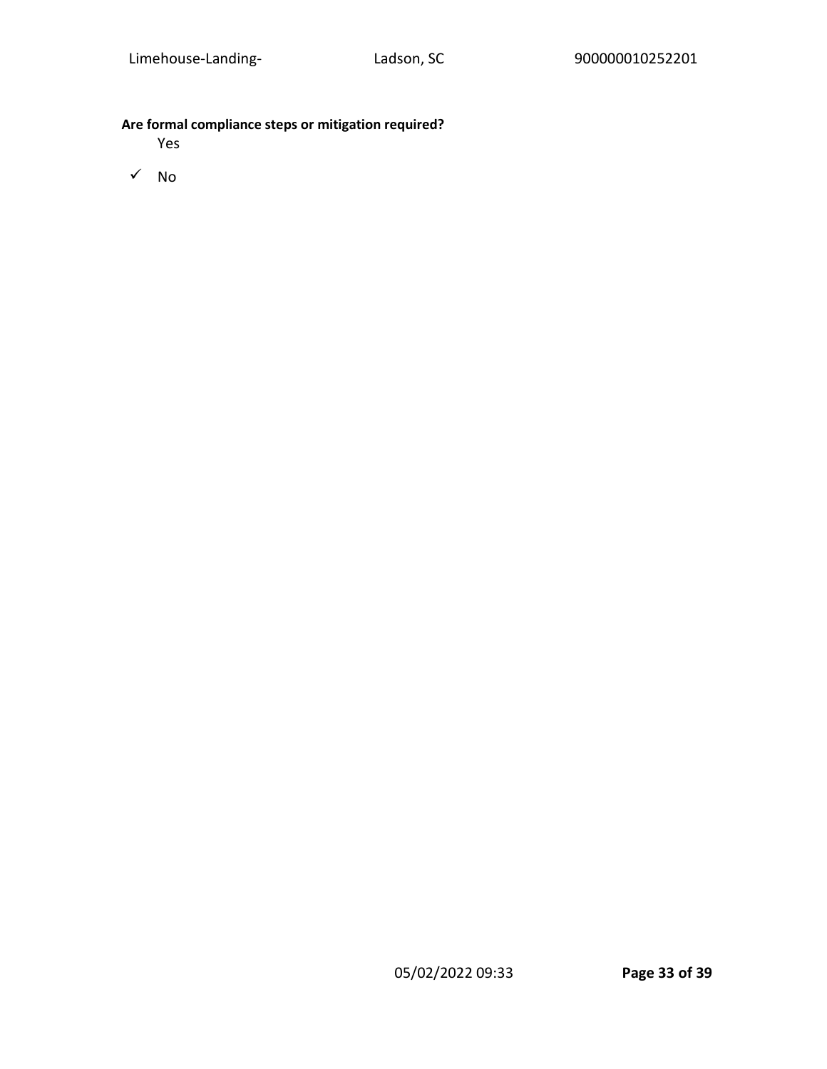**Are formal compliance steps or mitigation required?**

Yes

✓ No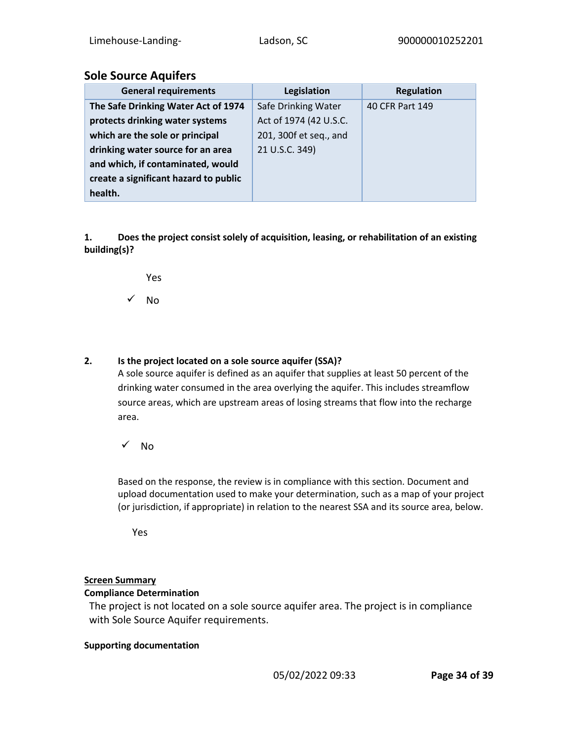## Sole Source Aquifers

| General requirements | Legislation | Regulation |
| --- | --- | --- |
| **The Safe Drinking Water Act of 1974 protects drinking water systems which are the sole or principal drinking water source for an area and which, if contaminated, would create a significant hazard to public health.** | Safe Drinking Water Act of 1974 (42 U.S.C. 201, 300f et seq., and 21 U.S.C. 349) | 40 CFR Part 149 |

**1. Does the project consist solely of acquisition, leasing, or rehabilitation of an existing building(s)?**

Yes

✓ No

**2. Is the project located on a sole source aquifer (SSA)?**

A sole source aquifer is defined as an aquifer that supplies at least 50 percent of the drinking water consumed in the area overlying the aquifer. This includes streamflow source areas, which are upstream areas of losing streams that flow into the recharge area.

✓ No

Based on the response, the review is in compliance with this section. Document and upload documentation used to make your determination, such as a map of your project (or jurisdiction, if appropriate) in relation to the nearest SSA and its source area, below.

Yes

**Screen Summary**

**Compliance Determination**

The project is not located on a sole source aquifer area. The project is in compliance with Sole Source Aquifer requirements.

**Supporting documentation**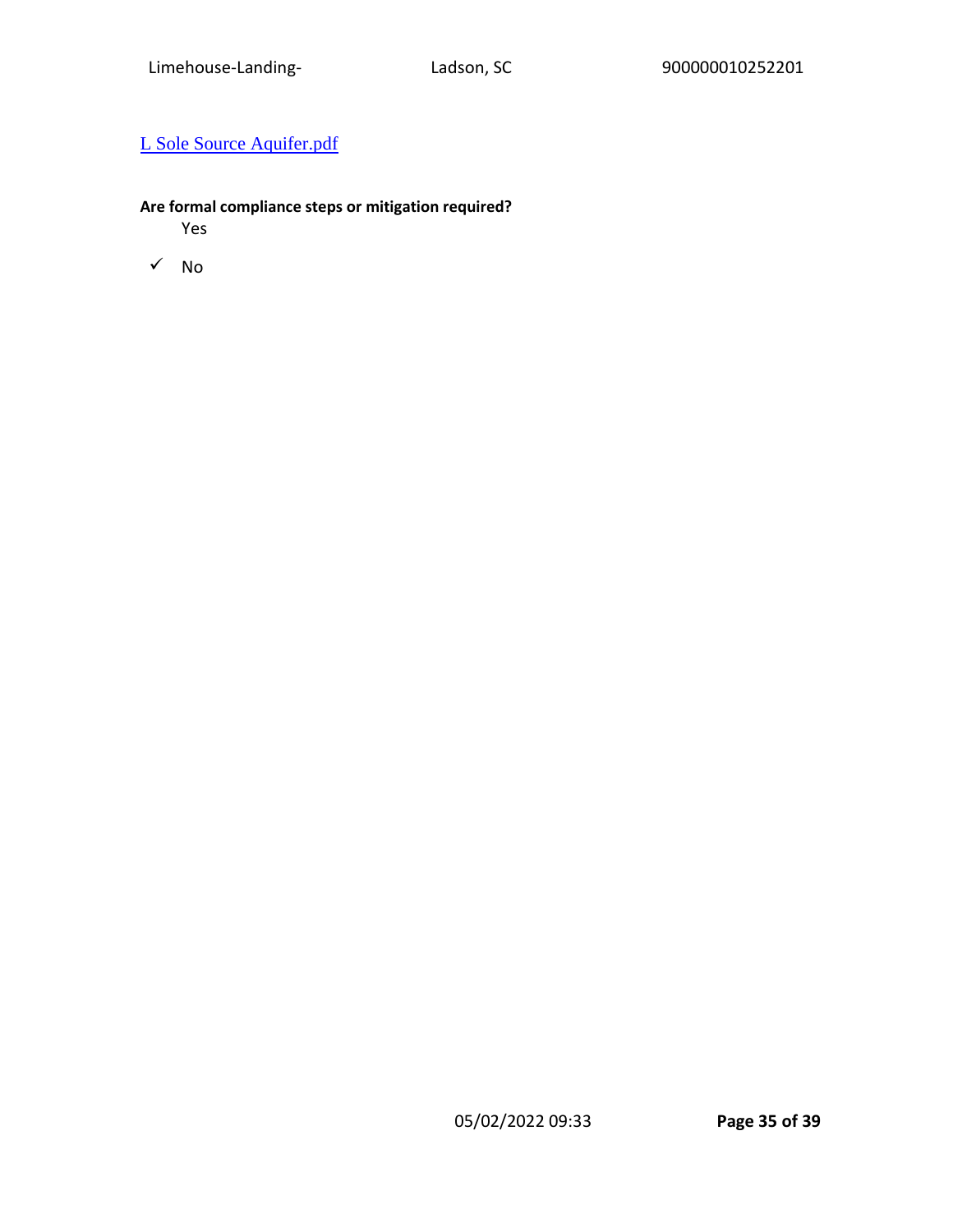L Sole Source Aquifer.pdf

**Are formal compliance steps or mitigation required?**

Yes

✓ No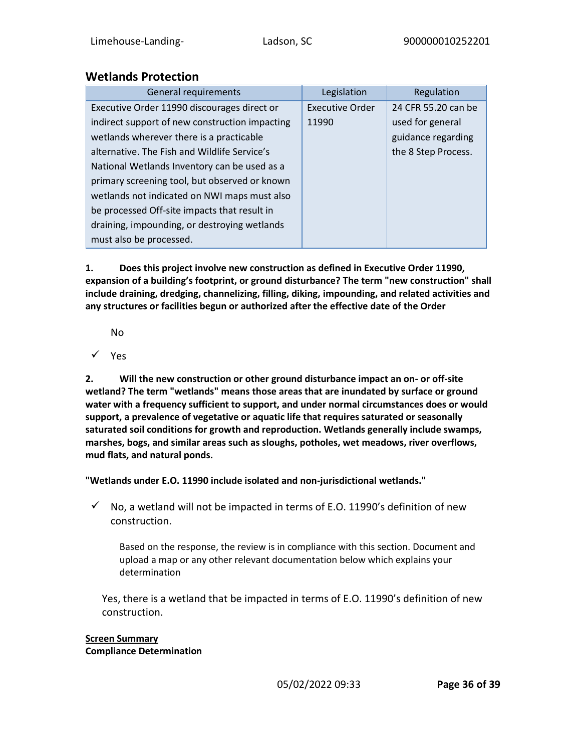## Wetlands Protection

| General requirements | Legislation | Regulation |
|---|---|---|
| Executive Order 11990 discourages direct or indirect support of new construction impacting wetlands wherever there is a practicable alternative. The Fish and Wildlife Service's National Wetlands Inventory can be used as a primary screening tool, but observed or known wetlands not indicated on NWI maps must also be processed Off-site impacts that result in draining, impounding, or destroying wetlands must also be processed. | Executive Order 11990 | 24 CFR 55.20 can be used for general guidance regarding the 8 Step Process. |

**1. Does this project involve new construction as defined in Executive Order 11990, expansion of a building's footprint, or ground disturbance? The term "new construction" shall include draining, dredging, channelizing, filling, diking, impounding, and related activities and any structures or facilities begun or authorized after the effective date of the Order**

No

✓ Yes

**2. Will the new construction or other ground disturbance impact an on- or off-site wetland? The term "wetlands" means those areas that are inundated by surface or ground water with a frequency sufficient to support, and under normal circumstances does or would support, a prevalence of vegetative or aquatic life that requires saturated or seasonally saturated soil conditions for growth and reproduction. Wetlands generally include swamps, marshes, bogs, and similar areas such as sloughs, potholes, wet meadows, river overflows, mud flats, and natural ponds.**

**"Wetlands under E.O. 11990 include isolated and non-jurisdictional wetlands."**

✓ No, a wetland will not be impacted in terms of E.O. 11990's definition of new construction.

Based on the response, the review is in compliance with this section. Document and upload a map or any other relevant documentation below which explains your determination

Yes, there is a wetland that be impacted in terms of E.O. 11990's definition of new construction.

**Screen Summary**

**Compliance Determination**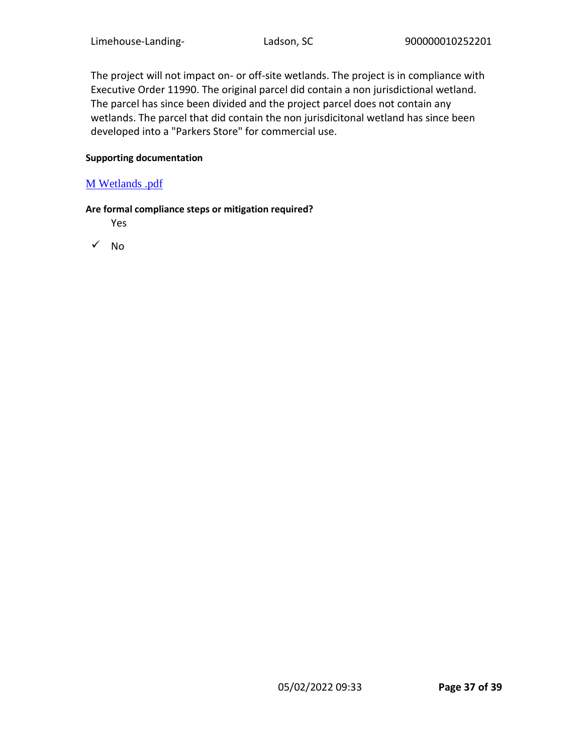The project will not impact on- or off-site wetlands. The project is in compliance with Executive Order 11990. The original parcel did contain a non jurisdictional wetland. The parcel has since been divided and the project parcel does not contain any wetlands. The parcel that did contain the non jurisdicitonal wetland has since been developed into a "Parkers Store" for commercial use.

**Supporting documentation**

M Wetlands .pdf

**Are formal compliance steps or mitigation required?**

Yes

✓ No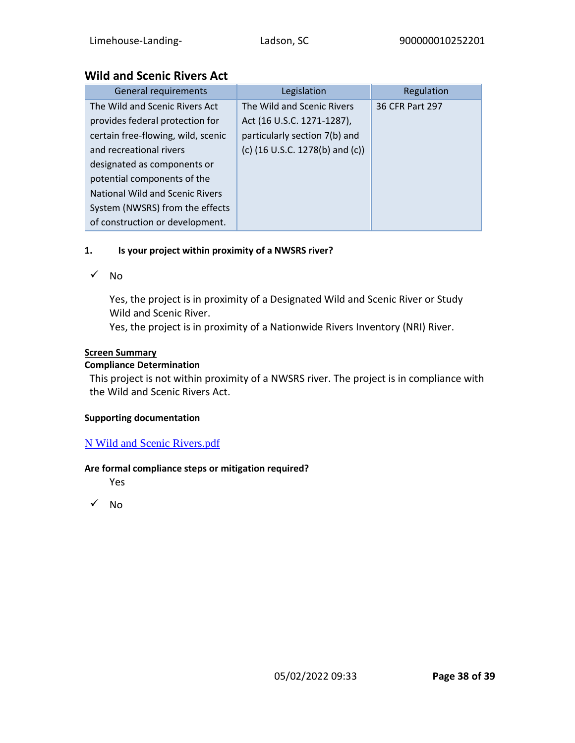## Wild and Scenic Rivers Act

| General requirements | Legislation | Regulation |
|---|---|---|
| The Wild and Scenic Rivers Act provides federal protection for certain free-flowing, wild, scenic and recreational rivers designated as components or potential components of the National Wild and Scenic Rivers System (NWSRS) from the effects of construction or development. | The Wild and Scenic Rivers Act (16 U.S.C. 1271-1287), particularly section 7(b) and (c) (16 U.S.C. 1278(b) and (c)) | 36 CFR Part 297 |

**1. Is your project within proximity of a NWSRS river?**

✓ No

Yes, the project is in proximity of a Designated Wild and Scenic River or Study Wild and Scenic River.

Yes, the project is in proximity of a Nationwide Rivers Inventory (NRI) River.

**Screen Summary**

**Compliance Determination**

This project is not within proximity of a NWSRS river. The project is in compliance with the Wild and Scenic Rivers Act.

**Supporting documentation**

N Wild and Scenic Rivers.pdf

**Are formal compliance steps or mitigation required?**

Yes

✓ No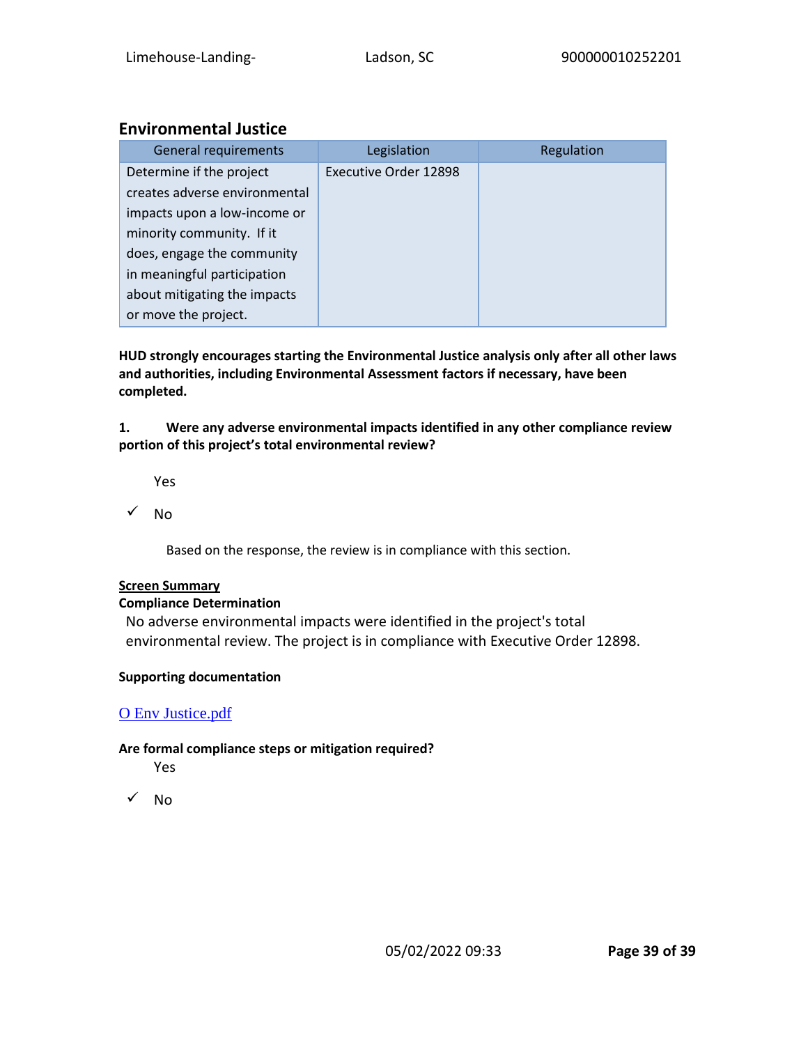## Environmental Justice

| General requirements | Legislation | Regulation |
|---|---|---|
| Determine if the project creates adverse environmental impacts upon a low-income or minority community. If it does, engage the community in meaningful participation about mitigating the impacts or move the project. | Executive Order 12898 | |

**HUD strongly encourages starting the Environmental Justice analysis only after all other laws and authorities, including Environmental Assessment factors if necessary, have been completed.**

**1. Were any adverse environmental impacts identified in any other compliance review portion of this project's total environmental review?**

Yes

✓ No

Based on the response, the review is in compliance with this section.

**Screen Summary**

**Compliance Determination**

No adverse environmental impacts were identified in the project's total environmental review. The project is in compliance with Executive Order 12898.

**Supporting documentation**

O Env Justice.pdf

**Are formal compliance steps or mitigation required?**

Yes

✓ No